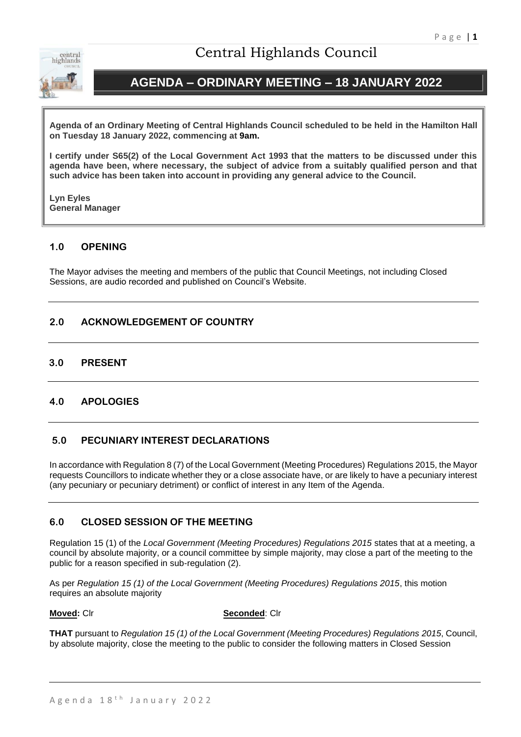# Central Highlands Council

## AGENDA – ORDINARY MEETING – 18 JANUARY 2022

**Agenda of an Ordinary Meeting of Central Highlands Council scheduled to be held in the Hamilton Hall on Tuesday 18 January 2022, commencing at 9am.**

**I certify under S65(2) of the Local Government Act 1993 that the matters to be discussed under this agenda have been, where necessary, the subject of advice from a suitably qualified person and that such advice has been taken into account in providing any general advice to the Council.**

**Lyn Eyles**
**General Manager**

### 1.0 OPENING

The Mayor advises the meeting and members of the public that Council Meetings, not including Closed Sessions, are audio recorded and published on Council's Website.

### 2.0 ACKNOWLEDGEMENT OF COUNTRY

### 3.0 PRESENT

### 4.0 APOLOGIES

### 5.0 PECUNIARY INTEREST DECLARATIONS

In accordance with Regulation 8 (7) of the Local Government (Meeting Procedures) Regulations 2015, the Mayor requests Councillors to indicate whether they or a close associate have, or are likely to have a pecuniary interest (any pecuniary or pecuniary detriment) or conflict of interest in any Item of the Agenda.

### 6.0 CLOSED SESSION OF THE MEETING

Regulation 15 (1) of the *Local Government (Meeting Procedures) Regulations 2015* states that at a meeting, a council by absolute majority, or a council committee by simple majority, may close a part of the meeting to the public for a reason specified in sub-regulation (2).

As per *Regulation 15 (1) of the Local Government (Meeting Procedures) Regulations 2015*, this motion requires an absolute majority

**Moved:** Clr **Seconded**: Clr

**THAT** pursuant to *Regulation 15 (1) of the Local Government (Meeting Procedures) Regulations 2015*, Council, by absolute majority, close the meeting to the public to consider the following matters in Closed Session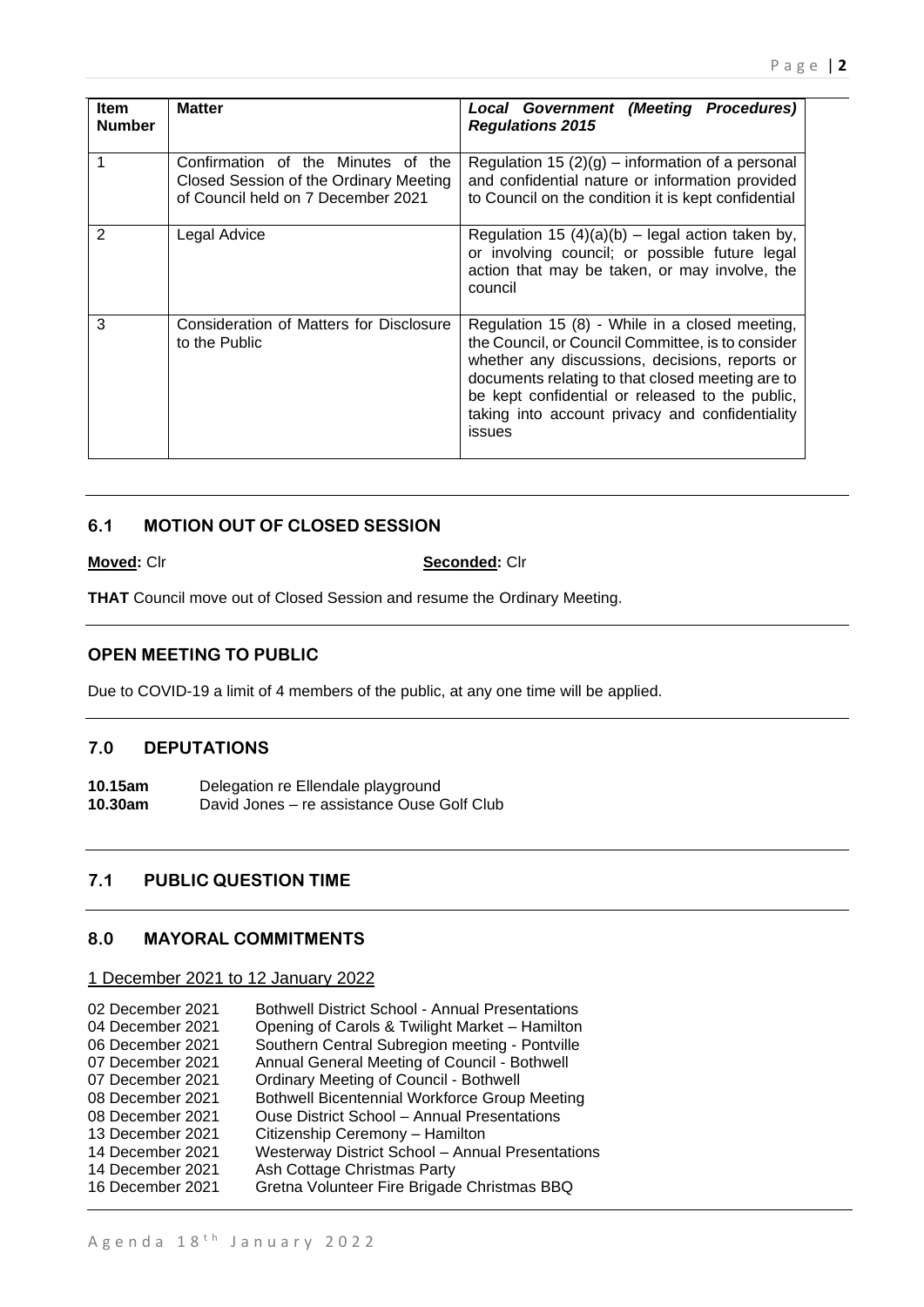| Item Number | Matter | *Local Government (Meeting Procedures) Regulations 2015* |
|---|---|---|
| 1 | Confirmation of the Minutes of the Closed Session of the Ordinary Meeting of Council held on 7 December 2021 | Regulation 15 (2)(g) – information of a personal and confidential nature or information provided to Council on the condition it is kept confidential |
| 2 | Legal Advice | Regulation 15 (4)(a)(b) – legal action taken by, or involving council; or possible future legal action that may be taken, or may involve, the council |
| 3 | Consideration of Matters for Disclosure to the Public | Regulation 15 (8) - While in a closed meeting, the Council, or Council Committee, is to consider whether any discussions, decisions, reports or documents relating to that closed meeting are to be kept confidential or released to the public, taking into account privacy and confidentiality issues |

## 6.1 MOTION OUT OF CLOSED SESSION

**Moved:** Clr **Seconded:** Clr

**THAT** Council move out of Closed Session and resume the Ordinary Meeting.

## OPEN MEETING TO PUBLIC

Due to COVID-19 a limit of 4 members of the public, at any one time will be applied.

## 7.0 DEPUTATIONS

**10.15am** Delegation re Ellendale playground
**10.30am** David Jones – re assistance Ouse Golf Club

## 7.1 PUBLIC QUESTION TIME

## 8.0 MAYORAL COMMITMENTS

1 December 2021 to 12 January 2022

02 December 2021 Bothwell District School - Annual Presentations
04 December 2021 Opening of Carols & Twilight Market – Hamilton
06 December 2021 Southern Central Subregion meeting - Pontville
07 December 2021 Annual General Meeting of Council - Bothwell
07 December 2021 Ordinary Meeting of Council - Bothwell
08 December 2021 Bothwell Bicentennial Workforce Group Meeting
08 December 2021 Ouse District School – Annual Presentations
13 December 2021 Citizenship Ceremony – Hamilton
14 December 2021 Westerway District School – Annual Presentations
14 December 2021 Ash Cottage Christmas Party
16 December 2021 Gretna Volunteer Fire Brigade Christmas BBQ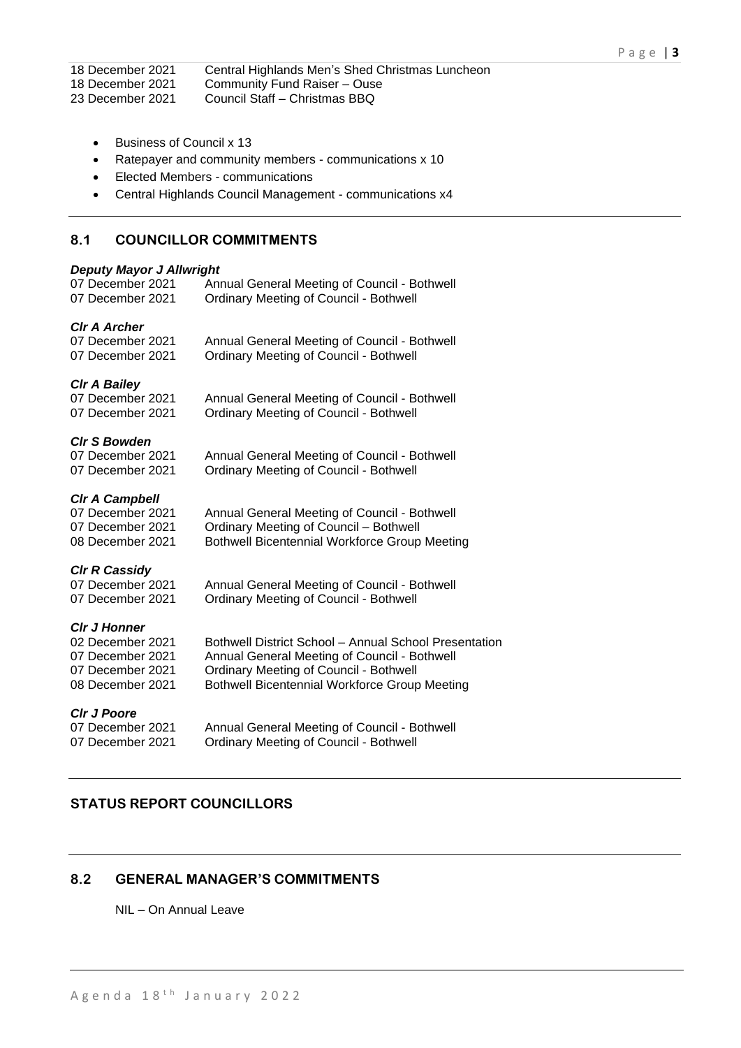18 December 2021 Central Highlands Men's Shed Christmas Luncheon
18 December 2021 Community Fund Raiser – Ouse
23 December 2021 Council Staff – Christmas BBQ

- Business of Council x 13
- Ratepayer and community members - communications x 10
- Elected Members - communications
- Central Highlands Council Management - communications x4

---

## 8.1 COUNCILLOR COMMITMENTS

***Deputy Mayor J Allwright***

07 December 2021 Annual General Meeting of Council - Bothwell
07 December 2021 Ordinary Meeting of Council - Bothwell

***Clr A Archer***

07 December 2021 Annual General Meeting of Council - Bothwell
07 December 2021 Ordinary Meeting of Council - Bothwell

***Clr A Bailey***

07 December 2021 Annual General Meeting of Council - Bothwell
07 December 2021 Ordinary Meeting of Council - Bothwell

***Clr S Bowden***

07 December 2021 Annual General Meeting of Council - Bothwell
07 December 2021 Ordinary Meeting of Council - Bothwell

***Clr A Campbell***

07 December 2021 Annual General Meeting of Council - Bothwell
07 December 2021 Ordinary Meeting of Council – Bothwell
08 December 2021 Bothwell Bicentennial Workforce Group Meeting

***Clr R Cassidy***

07 December 2021 Annual General Meeting of Council - Bothwell
07 December 2021 Ordinary Meeting of Council - Bothwell

***Clr J Honner***

02 December 2021 Bothwell District School – Annual School Presentation
07 December 2021 Annual General Meeting of Council - Bothwell
07 December 2021 Ordinary Meeting of Council - Bothwell
08 December 2021 Bothwell Bicentennial Workforce Group Meeting

***Clr J Poore***

07 December 2021 Annual General Meeting of Council - Bothwell
07 December 2021 Ordinary Meeting of Council - Bothwell

---

## STATUS REPORT COUNCILLORS

---

## 8.2 GENERAL MANAGER'S COMMITMENTS

NIL – On Annual Leave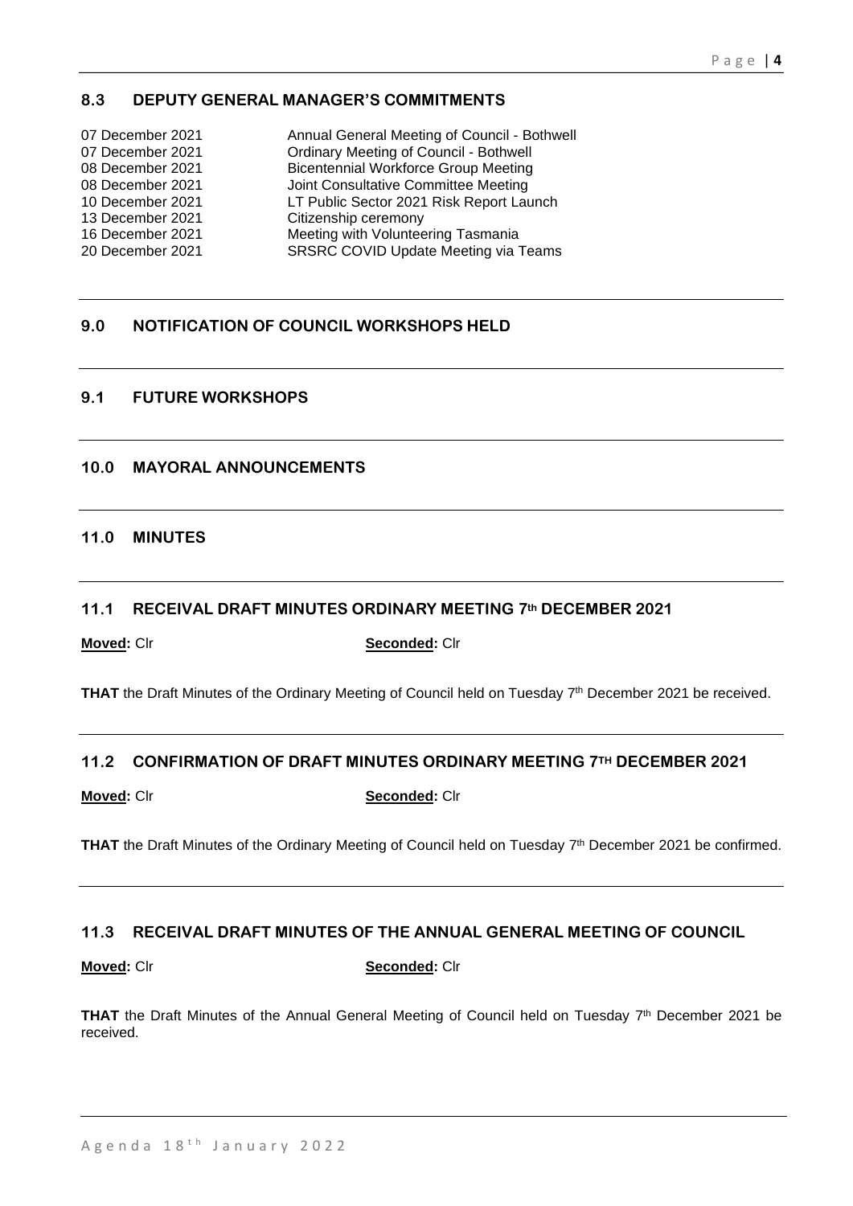## 8.3 DEPUTY GENERAL MANAGER'S COMMITMENTS

| | |
|---|---|
| 07 December 2021 | Annual General Meeting of Council - Bothwell |
| 07 December 2021 | Ordinary Meeting of Council - Bothwell |
| 08 December 2021 | Bicentennial Workforce Group Meeting |
| 08 December 2021 | Joint Consultative Committee Meeting |
| 10 December 2021 | LT Public Sector 2021 Risk Report Launch |
| 13 December 2021 | Citizenship ceremony |
| 16 December 2021 | Meeting with Volunteering Tasmania |
| 20 December 2021 | SRSRC COVID Update Meeting via Teams |

## 9.0 NOTIFICATION OF COUNCIL WORKSHOPS HELD

## 9.1 FUTURE WORKSHOPS

## 10.0 MAYORAL ANNOUNCEMENTS

## 11.0 MINUTES

## 11.1 RECEIVAL DRAFT MINUTES ORDINARY MEETING 7th DECEMBER 2021

**Moved:** Clr **Seconded:** Clr

**THAT** the Draft Minutes of the Ordinary Meeting of Council held on Tuesday 7th December 2021 be received.

## 11.2 CONFIRMATION OF DRAFT MINUTES ORDINARY MEETING 7TH DECEMBER 2021

**Moved:** Clr **Seconded:** Clr

**THAT** the Draft Minutes of the Ordinary Meeting of Council held on Tuesday 7th December 2021 be confirmed.

## 11.3 RECEIVAL DRAFT MINUTES OF THE ANNUAL GENERAL MEETING OF COUNCIL

**Moved:** Clr **Seconded:** Clr

**THAT** the Draft Minutes of the Annual General Meeting of Council held on Tuesday 7th December 2021 be received.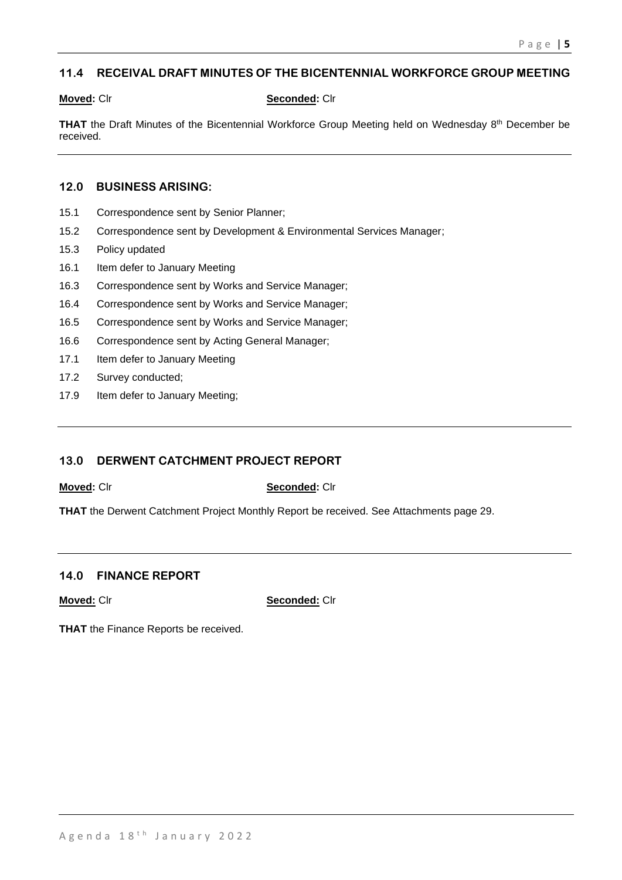## 11.4 RECEIVAL DRAFT MINUTES OF THE BICENTENNIAL WORKFORCE GROUP MEETING

**Moved:** Clr **Seconded:** Clr

**THAT** the Draft Minutes of the Bicentennial Workforce Group Meeting held on Wednesday 8th December be received.

---

## 12.0 BUSINESS ARISING:

15.1 Correspondence sent by Senior Planner;

15.2 Correspondence sent by Development & Environmental Services Manager;

15.3 Policy updated

16.1 Item defer to January Meeting

16.3 Correspondence sent by Works and Service Manager;

16.4 Correspondence sent by Works and Service Manager;

16.5 Correspondence sent by Works and Service Manager;

16.6 Correspondence sent by Acting General Manager;

17.1 Item defer to January Meeting

17.2 Survey conducted;

17.9 Item defer to January Meeting;

---

## 13.0 DERWENT CATCHMENT PROJECT REPORT

**Moved:** Clr **Seconded:** Clr

**THAT** the Derwent Catchment Project Monthly Report be received. See Attachments page 29.

---

## 14.0 FINANCE REPORT

**Moved:** Clr **Seconded:** Clr

**THAT** the Finance Reports be received.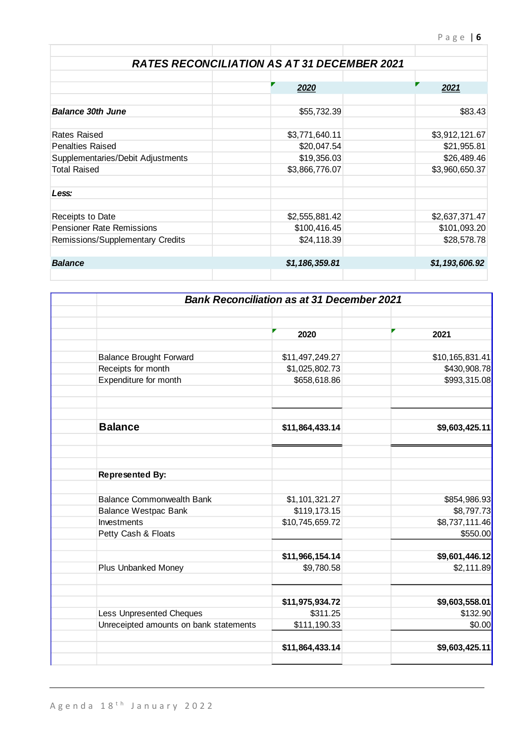## *RATES RECONCILIATION AS AT 31 DECEMBER 2021*

| | 2020 | 2021 |
|---|---|---|
| ***Balance 30th June*** | $55,732.39 | $83.43 |
| Rates Raised | $3,771,640.11 | $3,912,121.67 |
| Penalties Raised | $20,047.54 | $21,955.81 |
| Supplementaries/Debit Adjustments | $19,356.03 | $26,489.46 |
| Total Raised | $3,866,776.07 | $3,960,650.37 |
| ***Less:*** | | |
| Receipts to Date | $2,555,881.42 | $2,637,371.47 |
| Pensioner Rate Remissions | $100,416.45 | $101,093.20 |
| Remissions/Supplementary Credits | $24,118.39 | $28,578.78 |
| ***Balance*** | ***$1,186,359.81*** | ***$1,193,606.92*** |

## *Bank Reconciliation as at 31 December 2021*

| | 2020 | 2021 |
|---|---|---|
| Balance Brought Forward | $11,497,249.27 | $10,165,831.41 |
| Receipts for month | $1,025,802.73 | $430,908.78 |
| Expenditure for month | $658,618.86 | $993,315.08 |
| **Balance** | **$11,864,433.14** | **$9,603,425.11** |
| **Represented By:** | | |
| Balance Commonwealth Bank | $1,101,321.27 | $854,986.93 |
| Balance Westpac Bank | $119,173.15 | $8,797.73 |
| Investments | $10,745,659.72 | $8,737,111.46 |
| Petty Cash & Floats | | $550.00 |
| | **$11,966,154.14** | **$9,601,446.12** |
| Plus Unbanked Money | $9,780.58 | $2,111.89 |
| | **$11,975,934.72** | **$9,603,558.01** |
| Less Unpresented Cheques | $311.25 | $132.90 |
| Unreceipted amounts on bank statements | $111,190.33 | $0.00 |
| | **$11,864,433.14** | **$9,603,425.11** |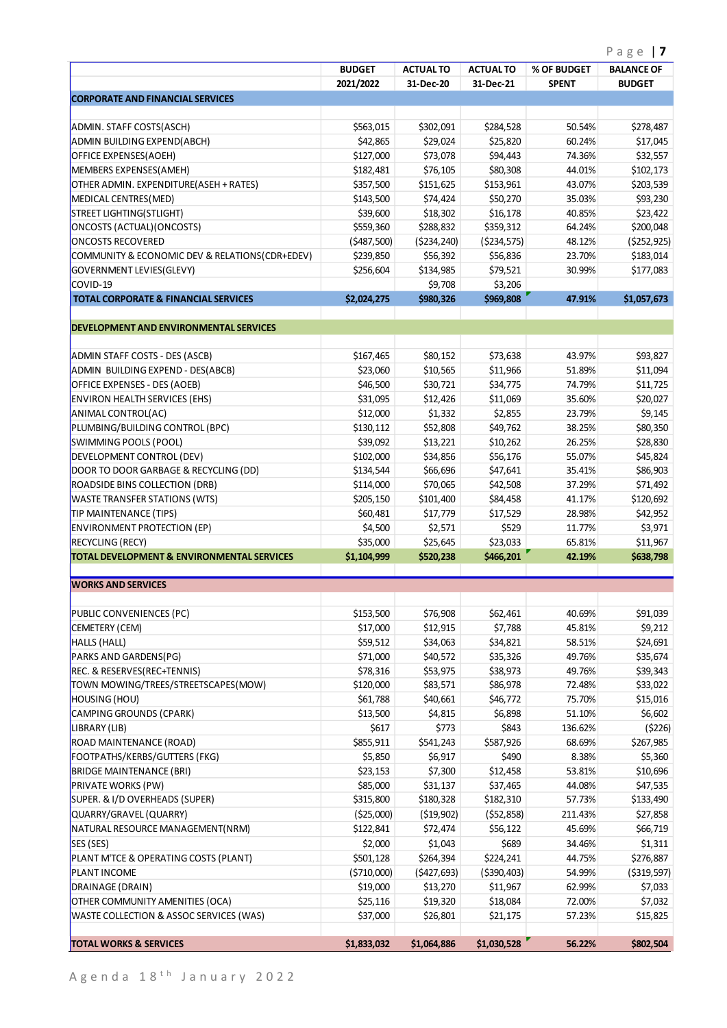| | BUDGET 2021/2022 | ACTUAL TO 31-Dec-20 | ACTUAL TO 31-Dec-21 | % OF BUDGET SPENT | BALANCE OF BUDGET |
|---|---|---|---|---|---|
| **CORPORATE AND FINANCIAL SERVICES** | | | | | |
| | | | | | |
| ADMIN. STAFF COSTS(ASCH) | $563,015 | $302,091 | $284,528 | 50.54% | $278,487 |
| ADMIN BUILDING EXPEND(ABCH) | $42,865 | $29,024 | $25,820 | 60.24% | $17,045 |
| OFFICE EXPENSES(AOEH) | $127,000 | $73,078 | $94,443 | 74.36% | $32,557 |
| MEMBERS EXPENSES(AMEH) | $182,481 | $76,105 | $80,308 | 44.01% | $102,173 |
| OTHER ADMIN. EXPENDITURE(ASEH + RATES) | $357,500 | $151,625 | $153,961 | 43.07% | $203,539 |
| MEDICAL CENTRES(MED) | $143,500 | $74,424 | $50,270 | 35.03% | $93,230 |
| STREET LIGHTING(STLIGHT) | $39,600 | $18,302 | $16,178 | 40.85% | $23,422 |
| ONCOSTS (ACTUAL)(ONCOSTS) | $559,360 | $288,832 | $359,312 | 64.24% | $200,048 |
| ONCOSTS RECOVERED | ($487,500) | ($234,240) | ($234,575) | 48.12% | ($252,925) |
| COMMUNITY & ECONOMIC DEV & RELATIONS(CDR+EDEV) | $239,850 | $56,392 | $56,836 | 23.70% | $183,014 |
| GOVERNMENT LEVIES(GLEVY) | $256,604 | $134,985 | $79,521 | 30.99% | $177,083 |
| COVID-19 | | $9,708 | $3,206 | | |
| **TOTAL CORPORATE & FINANCIAL SERVICES** | **$2,024,275** | **$980,326** | **$969,808** | **47.91%** | **$1,057,673** |
| | | | | | |
| **DEVELOPMENT AND ENVIRONMENTAL SERVICES** | | | | | |
| | | | | | |
| ADMIN STAFF COSTS - DES (ASCB) | $167,465 | $80,152 | $73,638 | 43.97% | $93,827 |
| ADMIN BUILDING EXPEND - DES(ABCB) | $23,060 | $10,565 | $11,966 | 51.89% | $11,094 |
| OFFICE EXPENSES - DES (AOEB) | $46,500 | $30,721 | $34,775 | 74.79% | $11,725 |
| ENVIRON HEALTH SERVICES (EHS) | $31,095 | $12,426 | $11,069 | 35.60% | $20,027 |
| ANIMAL CONTROL(AC) | $12,000 | $1,332 | $2,855 | 23.79% | $9,145 |
| PLUMBING/BUILDING CONTROL (BPC) | $130,112 | $52,808 | $49,762 | 38.25% | $80,350 |
| SWIMMING POOLS (POOL) | $39,092 | $13,221 | $10,262 | 26.25% | $28,830 |
| DEVELOPMENT CONTROL (DEV) | $102,000 | $34,856 | $56,176 | 55.07% | $45,824 |
| DOOR TO DOOR GARBAGE & RECYCLING (DD) | $134,544 | $66,696 | $47,641 | 35.41% | $86,903 |
| ROADSIDE BINS COLLECTION (DRB) | $114,000 | $70,065 | $42,508 | 37.29% | $71,492 |
| WASTE TRANSFER STATIONS (WTS) | $205,150 | $101,400 | $84,458 | 41.17% | $120,692 |
| TIP MAINTENANCE (TIPS) | $60,481 | $17,779 | $17,529 | 28.98% | $42,952 |
| ENVIRONMENT PROTECTION (EP) | $4,500 | $2,571 | $529 | 11.77% | $3,971 |
| RECYCLING (RECY) | $35,000 | $25,645 | $23,033 | 65.81% | $11,967 |
| **TOTAL DEVELOPMENT & ENVIRONMENTAL SERVICES** | **$1,104,999** | **$520,238** | **$466,201** | **42.19%** | **$638,798** |
| | | | | | |
| **WORKS AND SERVICES** | | | | | |
| | | | | | |
| PUBLIC CONVENIENCES (PC) | $153,500 | $76,908 | $62,461 | 40.69% | $91,039 |
| CEMETERY (CEM) | $17,000 | $12,915 | $7,788 | 45.81% | $9,212 |
| HALLS (HALL) | $59,512 | $34,063 | $34,821 | 58.51% | $24,691 |
| PARKS AND GARDENS(PG) | $71,000 | $40,572 | $35,326 | 49.76% | $35,674 |
| REC. & RESERVES(REC+TENNIS) | $78,316 | $53,975 | $38,973 | 49.76% | $39,343 |
| TOWN MOWING/TREES/STREETSCAPES(MOW) | $120,000 | $83,571 | $86,978 | 72.48% | $33,022 |
| HOUSING (HOU) | $61,788 | $40,661 | $46,772 | 75.70% | $15,016 |
| CAMPING GROUNDS (CPARK) | $13,500 | $4,815 | $6,898 | 51.10% | $6,602 |
| LIBRARY (LIB) | $617 | $773 | $843 | 136.62% | ($226) |
| ROAD MAINTENANCE (ROAD) | $855,911 | $541,243 | $587,926 | 68.69% | $267,985 |
| FOOTPATHS/KERBS/GUTTERS (FKG) | $5,850 | $6,917 | $490 | 8.38% | $5,360 |
| BRIDGE MAINTENANCE (BRI) | $23,153 | $7,300 | $12,458 | 53.81% | $10,696 |
| PRIVATE WORKS (PW) | $85,000 | $31,137 | $37,465 | 44.08% | $47,535 |
| SUPER. & I/D OVERHEADS (SUPER) | $315,800 | $180,328 | $182,310 | 57.73% | $133,490 |
| QUARRY/GRAVEL (QUARRY) | ($25,000) | ($19,902) | ($52,858) | 211.43% | $27,858 |
| NATURAL RESOURCE MANAGEMENT(NRM) | $122,841 | $72,474 | $56,122 | 45.69% | $66,719 |
| SES (SES) | $2,000 | $1,043 | $689 | 34.46% | $1,311 |
| PLANT M'TCE & OPERATING COSTS (PLANT) | $501,128 | $264,394 | $224,241 | 44.75% | $276,887 |
| PLANT INCOME | ($710,000) | ($427,693) | ($390,403) | 54.99% | ($319,597) |
| DRAINAGE (DRAIN) | $19,000 | $13,270 | $11,967 | 62.99% | $7,033 |
| OTHER COMMUNITY AMENITIES (OCA) | $25,116 | $19,320 | $18,084 | 72.00% | $7,032 |
| WASTE COLLECTION & ASSOC SERVICES (WAS) | $37,000 | $26,801 | $21,175 | 57.23% | $15,825 |
| | | | | | |
| **TOTAL WORKS & SERVICES** | **$1,833,032** | **$1,064,886** | **$1,030,528** | **56.22%** | **$802,504** |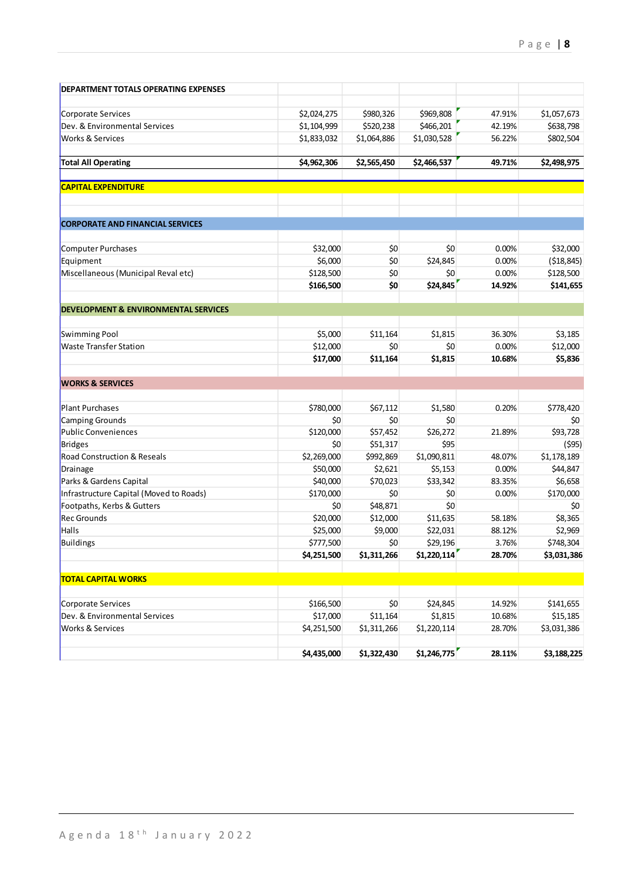| DEPARTMENT TOTALS OPERATING EXPENSES | | | | | |
|---|---|---|---|---|---|
| Corporate Services | $2,024,275 | $980,326 | $969,808 | 47.91% | $1,057,673 |
| Dev. & Environmental Services | $1,104,999 | $520,238 | $466,201 | 42.19% | $638,798 |
| Works & Services | $1,833,032 | $1,064,886 | $1,030,528 | 56.22% | $802,504 |
| **Total All Operating** | **$4,962,306** | **$2,565,450** | **$2,466,537** | **49.71%** | **$2,498,975** |
| **CAPITAL EXPENDITURE** | | | | | |
| **CORPORATE AND FINANCIAL SERVICES** | | | | | |
| Computer Purchases | $32,000 | $0 | $0 | 0.00% | $32,000 |
| Equipment | $6,000 | $0 | $24,845 | 0.00% | ($18,845) |
| Miscellaneous (Municipal Reval etc) | $128,500 | $0 | $0 | 0.00% | $128,500 |
| | **$166,500** | **$0** | **$24,845** | **14.92%** | **$141,655** |
| **DEVELOPMENT & ENVIRONMENTAL SERVICES** | | | | | |
| Swimming Pool | $5,000 | $11,164 | $1,815 | 36.30% | $3,185 |
| Waste Transfer Station | $12,000 | $0 | $0 | 0.00% | $12,000 |
| | **$17,000** | **$11,164** | **$1,815** | **10.68%** | **$5,836** |
| **WORKS & SERVICES** | | | | | |
| Plant Purchases | $780,000 | $67,112 | $1,580 | 0.20% | $778,420 |
| Camping Grounds | $0 | $0 | $0 | | $0 |
| Public Conveniences | $120,000 | $57,452 | $26,272 | 21.89% | $93,728 |
| Bridges | $0 | $51,317 | $95 | | ($95) |
| Road Construction & Reseals | $2,269,000 | $992,869 | $1,090,811 | 48.07% | $1,178,189 |
| Drainage | $50,000 | $2,621 | $5,153 | 0.00% | $44,847 |
| Parks & Gardens Capital | $40,000 | $70,023 | $33,342 | 83.35% | $6,658 |
| Infrastructure Capital (Moved to Roads) | $170,000 | $0 | $0 | 0.00% | $170,000 |
| Footpaths, Kerbs & Gutters | $0 | $48,871 | $0 | | $0 |
| Rec Grounds | $20,000 | $12,000 | $11,635 | 58.18% | $8,365 |
| Halls | $25,000 | $9,000 | $22,031 | 88.12% | $2,969 |
| Buildings | $777,500 | $0 | $29,196 | 3.76% | $748,304 |
| | **$4,251,500** | **$1,311,266** | **$1,220,114** | **28.70%** | **$3,031,386** |
| **TOTAL CAPITAL WORKS** | | | | | |
| Corporate Services | $166,500 | $0 | $24,845 | 14.92% | $141,655 |
| Dev. & Environmental Services | $17,000 | $11,164 | $1,815 | 10.68% | $15,185 |
| Works & Services | $4,251,500 | $1,311,266 | $1,220,114 | 28.70% | $3,031,386 |
| | **$4,435,000** | **$1,322,430** | **$1,246,775** | **28.11%** | **$3,188,225** |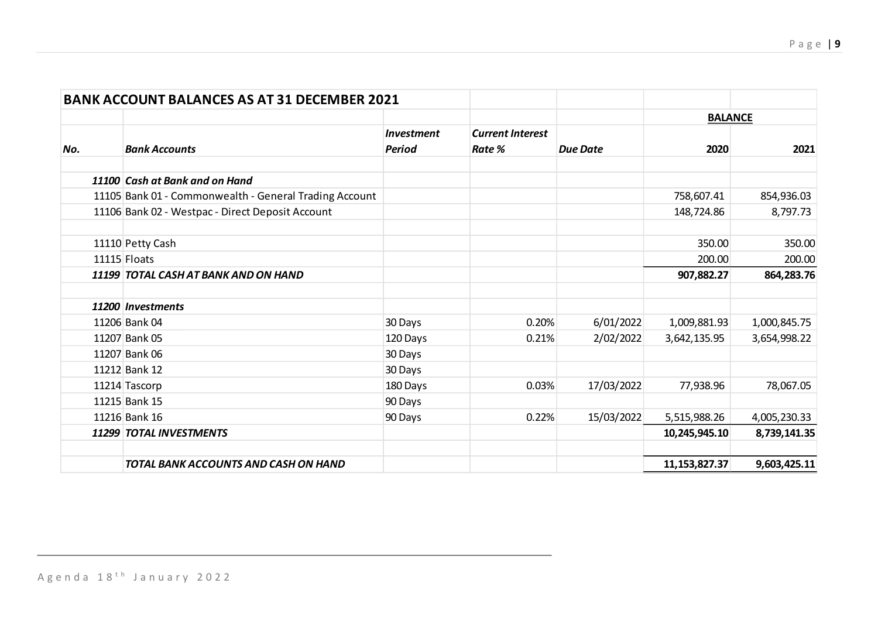| BANK ACCOUNT BALANCES AS AT 31 DECEMBER 2021 | | | | | | |
|---|---|---|---|---|---|---|
| | | | | | **BALANCE** | |
| ***No.*** | ***Bank Accounts*** | ***Investment Period*** | ***Current Interest Rate %*** | ***Due Date*** | **2020** | **2021** |
| ***11100*** | ***Cash at Bank and on Hand*** | | | | | |
| 11105 | Bank 01 - Commonwealth - General Trading Account | | | | 758,607.41 | 854,936.03 |
| 11106 | Bank 02 - Westpac - Direct Deposit Account | | | | 148,724.86 | 8,797.73 |
| 11110 | Petty Cash | | | | 350.00 | 350.00 |
| 11115 | Floats | | | | 200.00 | 200.00 |
| ***11199*** | ***TOTAL CASH AT BANK AND ON HAND*** | | | | **907,882.27** | **864,283.76** |
| ***11200*** | ***Investments*** | | | | | |
| 11206 | Bank 04 | 30 Days | 0.20% | 6/01/2022 | 1,009,881.93 | 1,000,845.75 |
| 11207 | Bank 05 | 120 Days | 0.21% | 2/02/2022 | 3,642,135.95 | 3,654,998.22 |
| 11207 | Bank 06 | 30 Days | | | | |
| 11212 | Bank 12 | 30 Days | | | | |
| 11214 | Tascorp | 180 Days | 0.03% | 17/03/2022 | 77,938.96 | 78,067.05 |
| 11215 | Bank 15 | 90 Days | | | | |
| 11216 | Bank 16 | 90 Days | 0.22% | 15/03/2022 | 5,515,988.26 | 4,005,230.33 |
| ***11299*** | ***TOTAL INVESTMENTS*** | | | | **10,245,945.10** | **8,739,141.35** |
| | ***TOTAL BANK ACCOUNTS AND CASH ON HAND*** | | | | **11,153,827.37** | **9,603,425.11** |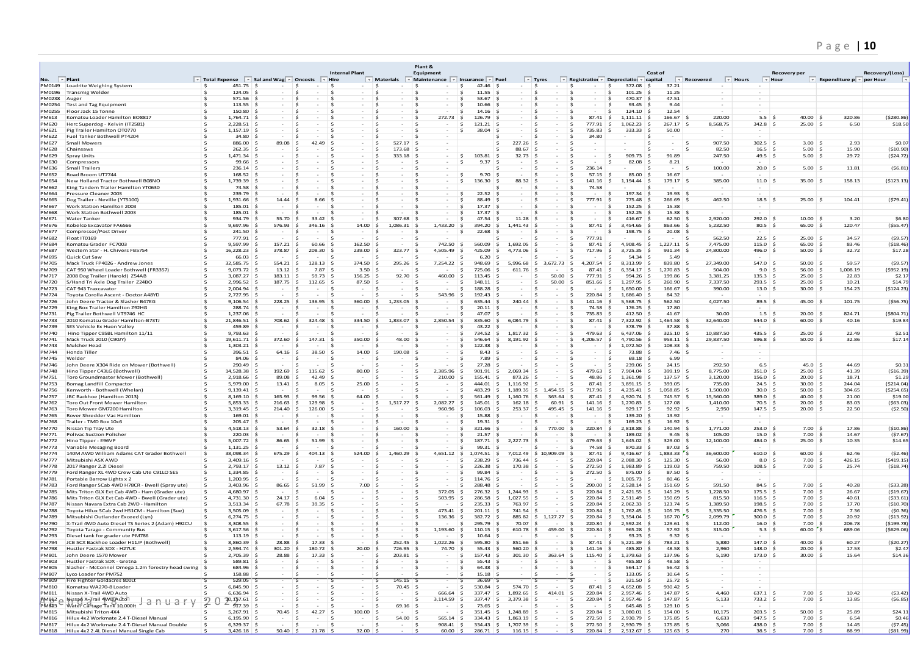| No. | Plant | Total Expense | Sal and Wages | Oncosts | Internal Plant Hire | Materials | Plant & Equipment Maintenance | Insurance | Fuel | Tyres | Registration | Depreciation | Cost of capital | Recovered | Hours | Recovery per Hour | Expenditure per Hour | Recovery/(Loss) per Hour |
|---|---|---|---|---|---|---|---|---|---|---|---|---|---|---|---|---|---|---|
| PM0149 | Loadrite Weighing System | 451.75 | - | - | - | - | - | 42.46 | - | - | - | 372.08 | 37.21 | - | - | | | |
| PM0196 | Transmig Welder | 124.05 | - | - | - | - | - | 11.55 | - | - | - | 101.25 | 11.25 | - | - | | | |
| PM0238 | Auger | 571.56 | - | - | - | - | - | 53.67 | - | - | - | 470.37 | 47.51 | - | - | | | |
| PM0254 | Test and Tag Equipment | 113.55 | - | - | - | - | - | 10.66 | - | - | - | 93.45 | 9.44 | - | - | | | |
| PM0255 | Floor Jack 15 Tonne | 150.80 | - | - | - | - | - | 14.16 | - | - | - | 124.10 | 12.54 | - | - | | | |
| PM613 | Komatsu Loader Hamilton BO8817 | 1,764.71 | - | - | - | - | 272.73 | 126.79 | - | - | 87.41 | 1,111.11 | 166.67 | 220.00 | 5.5 | 40.00 | 320.86 | (280.86) |
| PM620 | Herc Superdog - Kelvin (IT2581) | 2,228.51 | - | - | - | - | - | 121.21 | - | - | 777.91 | 1,062.23 | 267.17 | 8,568.75 | 342.8 | 25.00 | 6.50 | 18.50 |
| PM621 | Pig Trailer Hamilton OT0770 | 1,157.19 | - | - | - | - | - | 38.04 | - | - | 735.83 | 333.33 | 50.00 | - | - | | | |
| PM622 | Fuel Tanker Bothwell PT4204 | 34.80 | - | - | - | - | - | - | - | - | 34.80 | - | - | - | - | | | |
| PM627 | Small Mowers | 886.00 | 89.08 | 42.49 | - | 527.17 | - | | 227.26 | - | - | - | - | 907.50 | 302.5 | 3.00 | 2.93 | 0.07 |
| PM628 | Chainsaws | 262.35 | - | - | - | 173.68 | - | | 88.67 | - | - | - | - | 82.50 | 16.5 | 5.00 | 15.90 | (10.90) |
| PM629 | Spray Units | 1,471.34 | - | - | - | 333.18 | - | 103.81 | 32.73 | - | - | 909.73 | 91.89 | 247.50 | 49.5 | 5.00 | 29.72 | (24.72) |
| PM630 | Compressors | 99.66 | - | - | - | - | - | 9.37 | - | - | - | 82.08 | 8.21 | - | - | | | |
| PM636 | Small Trailers | 236.14 | - | - | - | - | - | | - | - | 236.14 | - | - | 100.00 | 20.0 | 5.00 | 11.81 | (6.81) |
| PM652 | Road Broom UT7744 | 168.52 | - | - | - | - | - | 9.70 | - | - | 57.15 | 85.00 | 16.67 | - | - | | | |
| PM654 | New Holland Tractor Bothwell BO8NO | 1,739.39 | - | - | - | - | - | 136.30 | 88.32 | - | 141.16 | 1,194.44 | 179.17 | 385.00 | 11.0 | 35.00 | 158.13 | (123.13) |
| PM662 | King Tandem Trailer Hamilton YT0630 | 74.58 | - | - | - | - | - | - | - | - | 74.58 | - | - | - | - | | | |
| PM664 | Pressure Cleaner 2003 | 239.79 | - | - | - | - | - | 22.52 | - | - | - | 197.34 | 19.93 | - | - | | | |
| PM665 | Dog Trailer - Neville (YT5100) | 1,931.66 | 14.44 | 8.66 | - | - | - | 88.49 | - | - | 777.91 | 775.48 | 266.69 | 462.50 | 18.5 | 25.00 | 104.41 | (79.41) |
| PM667 | Work Station Hamilton 2003 | 185.01 | - | - | - | - | - | 17.37 | - | - | - | 152.25 | 15.38 | - | - | | | |
| PM668 | Work Station Bothwell 2003 | 185.01 | - | - | - | - | - | 17.37 | - | - | - | 152.25 | 15.38 | - | - | | | |
| PM671 | Water Tanker | 934.79 | 55.70 | 33.42 | - | 307.68 | - | 47.54 | 11.28 | - | - | 416.67 | 62.50 | 2,920.00 | 292.0 | 10.00 | 3.20 | 6.80 |
| PM676 | Kobelco Excavator FA6566 | 9,697.96 | 576.93 | 346.16 | 14.00 | 1,086.31 | 1,433.20 | 394.20 | 1,441.43 | - | 87.41 | 3,454.65 | 863.66 | 5,232.50 | 80.5 | 65.00 | 120.47 | (55.47) |
| PM677 | Compressor/Post Driver | 241.50 | - | - | - | - | - | 22.68 | - | - | - | 198.75 | 20.08 | - | - | | | |
| PM682 | Float IT0169 | 777.91 | - | - | - | - | - | - | - | - | 777.91 | - | - | 562.50 | 22.5 | 25.00 | 34.57 | (9.57) |
| PM684 | Komatsu Grader FC7003 | 9,597.99 | 157.21 | 60.66 | 162.50 | - | 742.50 | 560.09 | 1,692.05 | - | 87.41 | 4,908.45 | 1,227.11 | 7,475.00 | 115.0 | 65.00 | 83.46 | (18.46) |
| PM687 | Western Star - H. Chivers FB5754 | 16,228.23 | 378.87 | 208.30 | 239.00 | 323.77 | 4,505.49 | 425.09 | 4,773.06 | - | 717.96 | 3,725.35 | 931.34 | 24,800.00 | 496.0 | 50.00 | 32.72 | 17.28 |
| PM695 | Quick Cut Saw | 66.03 | - | - | - | - | - | 6.20 | - | - | - | 54.34 | 5.49 | - | - | | | |
| PM705 | Mack Truck FP4026 - Andrew Jones | 32,585.75 | 554.21 | 128.13 | 374.50 | 295.26 | 7,254.22 | 948.69 | 5,996.68 | 3,672.73 | 4,207.54 | 8,313.99 | 839.80 | 27,349.00 | 547.0 | 50.00 | 59.57 | (9.57) |
| PM709 | CAT 950 Wheel Loader Bothwell (FR3357) | 9,073.72 | 13.12 | 7.87 | 3.50 | - | - | 725.06 | 611.76 | - | 87.41 | 6,354.17 | 1,270.83 | 504.00 | 9.0 | 56.00 | 1,008.19 | (952.19) |
| PM717 | 2008 Dog Trailer (Harold) Z54AB | 3,087.27 | 183.11 | 59.73 | 156.25 | 92.70 | 460.00 | 113.45 | - | 50.00 | 777.91 | 994.26 | 199.86 | 3,381.25 | 135.3 | 25.00 | 22.83 | 2.17 |
| PM720 | S/Hand Tri Axle Dog Trailer Z24BO | 2,996.52 | 187.75 | 112.65 | 87.50 | - | - | 148.11 | - | 50.00 | 851.66 | 1,297.95 | 260.90 | 7,337.50 | 293.5 | 25.00 | 10.21 | 14.79 |
| PM723 | CAT 943 Traxcavator | 2,004.94 | - | - | - | - | - | 188.28 | - | - | - | 1,650.00 | 166.67 | 390.00 | 13.0 | 30.00 | 154.23 | (124.23) |
| PM724 | Toyota Corolla Ascent - Doctor A48YD | 2,727.95 | - | - | - | - | 543.96 | 192.43 | - | - | 220.84 | 1,686.40 | 84.32 | - | - | | | |
| PM726 | John Deere Tractor & Slasher B47EG | 9,106.54 | 228.25 | 136.95 | 360.00 | 1,233.05 | - | 635.44 | 240.44 | - | 141.16 | 5,568.75 | 562.50 | 4,027.50 | 89.5 | 45.00 | 101.75 | (56.75) |
| PM729 | King Box Trailer Hamilton Z92HG | 288.74 | - | - | - | - | - | 20.11 | - | - | 74.58 | 176.25 | 17.80 | - | - | | | |
| PM731 | Pig Trailer Bothwell VT9746 HC | 1,237.06 | - | - | - | - | - | 47.07 | - | - | 735.83 | 412.50 | 41.67 | 30.00 | 1.5 | 20.00 | 824.71 | (804.71) |
| PM733 | 2010 Komatsu Grader Hamilton-B73TJ | 21,846.51 | 708.62 | 324.48 | 334.50 | 1,833.07 | 2,850.54 | 835.60 | 6,084.79 | - | 87.41 | 7,322.92 | 1,464.58 | 32,640.00 | 544.0 | 60.00 | 40.16 | 19.84 |
| PM739 | SES Vehicle Ex Huon Valley | 459.89 | - | - | - | - | - | 43.22 | - | - | - | 378.79 | 37.88 | - | - | | | |
| PM740 | Hino Tipper C958L Hamilton 11/11 | 9,793.63 | - | - | - | - | - | 734.52 | 1,817.32 | - | 479.63 | 6,437.06 | 325.10 | 10,887.50 | 435.5 | 25.00 | 22.49 | 2.51 |
| PM741 | Mack Truck 2010 (C90JY) | 19,611.71 | 372.60 | 147.31 | 350.00 | 48.00 | - | 546.64 | 8,191.92 | - | 4,206.57 | 4,790.56 | 958.11 | 29,837.50 | 596.8 | 50.00 | 32.86 | 17.14 |
| PM743 | Mulcher Head | 1,303.21 | - | - | - | - | - | 122.38 | - | - | - | 1,072.50 | 108.33 | - | - | | | |
| PM744 | Honda Tiller | 396.51 | 64.16 | 38.50 | 14.00 | 190.08 | - | 8.43 | - | - | - | 73.88 | 7.46 | - | - | | | |
| PM745 | Welder | 84.06 | - | - | - | - | - | 7.89 | - | - | - | 69.18 | 6.99 | - | - | | | |
| PM746 | John Deere X304 Ride on Mower (Bothwell) | 290.49 | - | - | - | - | - | 27.28 | - | - | - | 239.06 | 24.15 | 292.50 | 6.5 | 45.0 | 44.69 | 0.31 |
| PM748 | Hino Tipper C43LG (Bothwell) | 14,528.38 | 192.69 | 115.62 | 80.00 | - | 2,385.96 | 901.91 | 2,069.34 | - | 479.63 | 7,904.04 | 399.19 | 8,775.00 | 351.0 | 25.00 | 41.39 | (16.39) |
| PM751 | Toro Groundmaster Mower (Bothwell) | 2,918.66 | 89.08 | 42.49 | - | - | 210.00 | 155.41 | 873.26 | - | 48.86 | 1,361.98 | 137.57 | 3,120.00 | 156.0 | 20.00 | 18.71 | 1.29 |
| PM753 | Bomag Landfill Compactor | 5,979.00 | 13.41 | 8.05 | 25.00 | - | - | 444.01 | 1,116.92 | - | 87.41 | 3,891.15 | 393.05 | 735.00 | 24.5 | 30.00 | 244.04 | (214.04) |
| PM756 | Kenworth - Bothwell (Whelan) | 9,139.41 | - | - | - | - | - | 483.29 | 1,189.35 | 1,454.55 | 717.96 | 4,235.41 | 1,058.85 | 1,500.00 | 30.0 | 50.00 | 304.65 | (254.65) |
| PM757 | JBC Backhoe (Hamilton 2013) | 8,169.10 | 165.93 | 99.56 | 64.00 | - | - | 561.49 | 1,160.76 | 363.64 | 87.41 | 4,920.74 | 745.57 | 15,560.00 | 389.0 | 40.00 | 21.00 | 19.00 |
| PM762 | Toro Out Front Mower Hamilton | 5,853.33 | 216.63 | 129.98 | - | 1,517.27 | 2,082.27 | 145.01 | 162.18 | 60.91 | 141.16 | 1,270.83 | 127.08 | 1,410.00 | 70.5 | 20.00 | 83.03 | (63.03) |
| PM763 | Toro Mower GM7200 Hamilton | 3,319.45 | 214.40 | 126.00 | - | - | 960.96 | 106.03 | 253.37 | 495.45 | 141.16 | 929.17 | 92.92 | 2,950 | 147.5 | 20.00 | 22.50 | (2.50) |
| PM765 | Rover Shredder Vac Hamilton | 169.01 | - | - | - | - | - | 15.88 | - | - | - | 139.20 | 13.92 | - | - | | | |
| PM768 | Trailer - TMD Box 10x6 | 205.47 | - | - | - | - | - | 19.31 | - | - | - | 169.23 | 16.92 | - | - | | | |
| PM770 | Nissan Tip Tray Ute | 4,518.13 | 53.64 | 32.18 | - | 160.00 | - | 321.66 | - | 770.00 | 220.84 | 2,818.88 | 140.94 | 1,771.00 | 253.0 | 7.00 | 17.86 | (10.86) |
| PM771 | Polivac Suction Polisher | 220.03 | - | - | - | - | - | 21.57 | - | - | - | 189.02 | 9.45 | 105.00 | 15.0 | 7.00 | 14.67 | (7.67) |
| PM772 | Hino Tipper - E96VP | 5,007.72 | 86.65 | 51.99 | - | - | - | 187.71 | 2,227.73 | - | 479.63 | 1,645.02 | 329.00 | 12,100.00 | 484.0 | 25.00 | 10.35 | 14.65 |
| PM773 | Variable Mesaging Board | 1,131.25 | - | - | - | - | - | 99.31 | - | - | 74.58 | 870.33 | 87.03 | - | - | | | |
| PM774 | 140M AWD William Adams CAT Grader Bothwell | 38,098.34 | 675.29 | 404.13 | 524.00 | 1,460.29 | 4,651.12 | 1,074.51 | 7,012.49 | 10,909.09 | 87.41 | 9,416.67 | 1,883.33 | 36,600.00 | 610.0 | 60.00 | 62.46 | (2.46) |
| PM777 | Mitsubishi ASX AWD | 3,409.16 | - | - | - | - | - | 238.29 | 736.44 | - | 220.84 | 2,088.30 | 125.30 | 56.00 | 8.0 | 7.00 | 426.15 | (419.15) |
| PM778 | 2017 Ranger 2.2l Diesel | 2,793.17 | 13.12 | 7.87 | - | - | - | 226.38 | 170.38 | - | 272.50 | 1,983.89 | 119.03 | 759.50 | 108.5 | 7.00 | 25.74 | (18.74) |
| PM779 | Ford Ranger XL 4WD Crew Cab Ute C91LO SES | 1,334.85 | - | - | - | - | - | 99.84 | - | - | 272.50 | 875.00 | 87.50 | - | - | | | |
| PM781 | Portable Barrow Lights x 2 | 1,200.95 | - | - | - | - | - | 114.76 | - | - | - | 1,005.73 | 80.46 | - | - | | | |
| PM783 | Ford Ranger SCab 4WD H78CR - Bwell (Spray ute) | 3,403.96 | 86.65 | 51.99 | 7.00 | - | - | 288.48 | - | - | 290.00 | 2,528.14 | 151.69 | 591.50 | 84.5 | 7.00 | 40.28 | (33.28) |
| PM785 | Mits Triton GLX Ext Cab 4WD - Ham (Grader ute) | 4,680.97 | - | - | - | - | 372.05 | 276.32 | 1,244.93 | - | 220.84 | 2,421.55 | 145.29 | 1,228.50 | 175.5 | 7.00 | 26.67 | (19.67) |
| PM786 | Mits Triton GLX Ext Cab 4WD - Bwell (Grader ute) | 4,731.30 | 24.17 | 6.04 | - | - | 503.95 | 286.58 | 1,027.55 | - | 220.84 | 2,511.49 | 150.69 | 815.50 | 116.5 | 7.00 | 40.61 | (33.61) |
| PM787 | Nissan Navara Extra Cab 2WD - Hamilton | 3,513.34 | 67.78 | 39.35 | - | - | - | 235.33 | 763.97 | - | 220.84 | 2,062.33 | 123.74 | 1,389.50 | 198.5 | 7.00 | 17.70 | (10.70) |
| PM788 | Toyota Hilux SCab 2wd H51CM - Hamilton (Sue) | 3,505.09 | - | - | - | - | 473.41 | 201.11 | 741.54 | - | 220.84 | 1,762.45 | 105.75 | 3,335.50 | 476.5 | 7.00 | 7.36 | (0.36) |
| PM789 | Mitsubishi Outlander Exceed (Lyn) | 6,274.75 | - | - | - | - | 136.36 | 382.72 | 885.82 | 1,127.27 | 220.84 | 3,354.04 | 167.70 | 2,099.79 | 300.0 | 7.00 | 20.92 | (13.92) |
| PM790 | X-Trail 4WD Auto Diesel TS Series 2 (Adam) H92CU | 3,308.55 | - | - | - | - | - | 295.79 | 70.07 | - | 220.84 | 2,592.24 | 129.61 | 112.00 | 16.0 | 7.00 | 206.78 | (199.78) |
| PM792 | Toyota Tarago - Community Bus | 3,617.56 | - | - | - | - | 1,193.60 | 110.15 | 610.78 | 459.00 | 220.84 | 965.28 | 57.92 | 315.00 | 5.3 | 60.00 | 689.06 | (629.06) |
| PM793 | Diesel tank for grader ute PM786 | 113.19 | - | - | - | - | - | 10.64 | - | - | - | 93.23 | 9.32 | - | - | | | |
| PM794 | JCB 5CX Backhoe Loader H11JP (Bothwell) | 8,860.39 | 28.88 | 17.33 | - | 252.45 | 1,022.26 | 595.80 | 851.66 | - | 87.41 | 5,221.39 | 783.21 | 5,880 | 147.0 | 40.00 | 60.27 | (20.27) |
| PM798 | Hustler Fastrak SDX - H27UK | 2,594.74 | 301.20 | 180.72 | 20.00 | 726.95 | 74.70 | 55.43 | 560.20 | - | 141.16 | 485.80 | 48.58 | 2,960 | 148.0 | 20.00 | 17.53 | 2.47 |
| PM801 | John Deere 1570 Mower | 2,705.39 | 28.88 | 17.33 | - | 203.81 | - | 157.43 | 301.30 | 363.64 | 115.40 | 1,379.63 | 137.96 | 5,190 | 173.0 | 30.00 | 15.64 | 14.36 |
| PM803 | Hustler Fastrak SDX - Gretna | 589.81 | - | - | - | - | - | 55.43 | - | - | - | 485.80 | 48.58 | - | - | | | |
| PM805 | Slasher - McConnel Omega 1.2m forestry head swing | 684.96 | - | - | - | - | - | 64.38 | - | - | - | 564.17 | 56.42 | - | - | | | |
| PM807 | Lyco Loader for PM752 | 158.88 | - | - | - | - | - | 15.18 | - | - | - | 133.05 | 10.64 | - | - | | | |
| PM809 | Fire Fighter Goldacres 800Lt | 529.05 | - | - | - | 145.15 | - | 36.69 | - | - | - | 321.50 | 25.72 | - | - | | | |
| PM810 | Komatsu WA270-8 Loader | 6,845.90 | - | - | - | 70.45 | - | 530.84 | 574.70 | - | 87.41 | 4,652.08 | 930.42 | - | - | | | |
| PM811 | Nissan X-Trail 4WD Auto | 6,636.94 | - | - | - | - | 666.64 | 337.47 | 1,892.65 | 414.01 | 220.84 | 2,957.46 | 147.87 | 4,460 | 637.1 | 7.00 | 10.42 | (3.42) |
| PM812 | Nissan X-Trail 4WD Auto | 10,157.61 | - | - | - | - | 3,114.59 | 337.47 | 3,379.38 | - | 220.84 | 2,957.46 | 147.87 | 5,133 | 733.2 | 7.00 | 13.85 | (6.85) |
| PM813 | Water Cartage Tank 10,000lt | 917.39 | - | - | - | 69.16 | - | 73.65 | - | - | - | 645.48 | 129.10 | - | - | | | |
| PM815 | Mitsubishi Triton 4X4 | 5,267.91 | 70.45 | 42.27 | 100.00 | - | - | 351.45 | 1,248.89 | - | 220.84 | 3,080.01 | 154.00 | 10,175 | 203.5 | 50.00 | 25.89 | 24.11 |
| PM816 | Hilux 4x2 Workmate 2.4 T-Diesel Manual | 6,195.90 | - | - | - | 54.00 | 565.14 | 334.43 | 1,863.19 | - | 272.50 | 2,930.79 | 175.85 | 6,633 | 947.5 | 7.00 | 6.54 | 0.46 |
| PM817 | Hilux 4x2 Workmate 2.4 T-Diesel Manual Double | 6,329.37 | - | - | - | - | 908.41 | 334.43 | 1,707.39 | - | 272.50 | 2,930.79 | 175.85 | 3,066 | 438.0 | 7.00 | 14.45 | (7.45) |
| PM818 | Hilux 4x2 2.4L Diesel Manual Single Cab | 3,426.18 | 50.40 | 21.78 | 32.00 | - | 60.00 | 286.71 | 116.15 | - | 220.84 | 2,512.67 | 125.63 | 270 | 38.5 | 7.00 | 88.99 | (81.99) |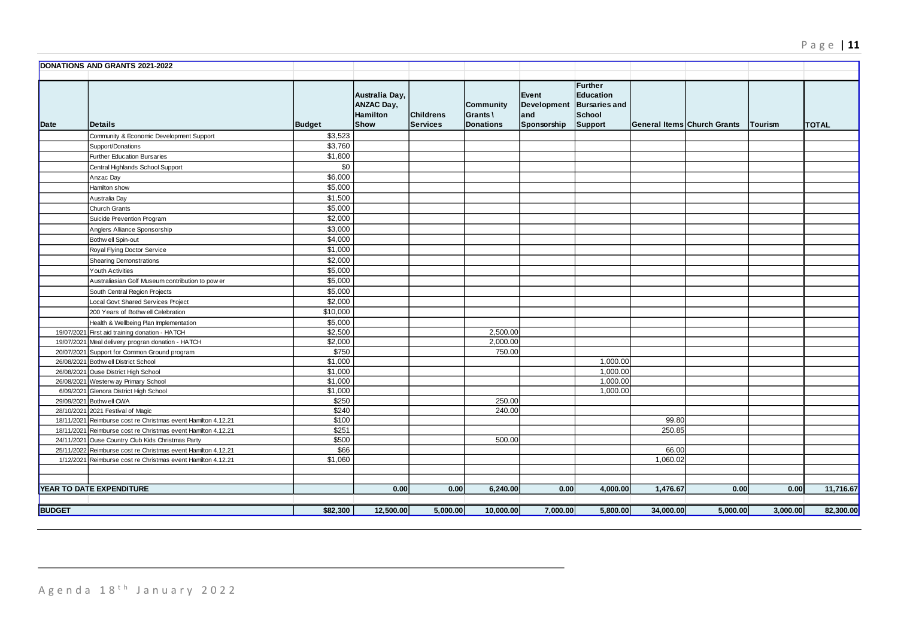| DONATIONS AND GRANTS 2021-2022 | | | | | | | | | | | |
|---|---|---|---|---|---|---|---|---|---|---|---|
| Date | Details | Budget | Australia Day, ANZAC Day, Hamilton Show | Childrens Services | Community Grants \ Donations | Event Development and Sponsorship | Further Education Bursaries and School Support | General Items | Church Grants | Tourism | TOTAL |
| | Community & Economic Development Support | $3,523 | | | | | | | | | |
| | Support/Donations | $3,760 | | | | | | | | | |
| | Further Education Bursaries | $1,800 | | | | | | | | | |
| | Central Highlands School Support | $0 | | | | | | | | | |
| | Anzac Day | $6,000 | | | | | | | | | |
| | Hamilton show | $5,000 | | | | | | | | | |
| | Australia Day | $1,500 | | | | | | | | | |
| | Church Grants | $5,000 | | | | | | | | | |
| | Suicide Prevention Program | $2,000 | | | | | | | | | |
| | Anglers Alliance Sponsorship | $3,000 | | | | | | | | | |
| | Bothwell Spin-out | $4,000 | | | | | | | | | |
| | Royal Flying Doctor Service | $1,000 | | | | | | | | | |
| | Shearing Demonstrations | $2,000 | | | | | | | | | |
| | Youth Activities | $5,000 | | | | | | | | | |
| | Australiasian Golf Museum contribution to power | $5,000 | | | | | | | | | |
| | South Central Region Projects | $5,000 | | | | | | | | | |
| | Local Govt Shared Services Project | $2,000 | | | | | | | | | |
| | 200 Years of Bothwell Celebration | $10,000 | | | | | | | | | |
| | Health & Wellbeing Plan Implementation | $5,000 | | | | | | | | | |
| 19/07/2021 | First aid training donation - HATCH | $2,500 | | | 2,500.00 | | | | | | |
| 19/07/2021 | Meal delivery progran donation - HATCH | $2,000 | | | 2,000.00 | | | | | | |
| 20/07/2021 | Support for Common Ground program | $750 | | | 750.00 | | | | | | |
| 26/08/2021 | Bothwell District School | $1,000 | | | | | 1,000.00 | | | | |
| 26/08/2021 | Ouse District High School | $1,000 | | | | | 1,000.00 | | | | |
| 26/08/2021 | Westerway Primary School | $1,000 | | | | | 1,000.00 | | | | |
| 6/09/2021 | Glenora District High School | $1,000 | | | | | 1,000.00 | | | | |
| 29/09/2021 | Bothwell CWA | $250 | | | 250.00 | | | | | | |
| 28/10/2021 | 2021 Festival of Magic | $240 | | | 240.00 | | | | | | |
| 18/11/2021 | Reimburse cost re Christmas event Hamilton 4.12.21 | $100 | | | | | | 99.80 | | | |
| 18/11/2021 | Reimburse cost re Christmas event Hamilton 4.12.21 | $251 | | | | | | 250.85 | | | |
| 24/11/2021 | Ouse Country Club Kids Christmas Party | $500 | | | 500.00 | | | | | | |
| 25/11/2022 | Reimburse cost re Christmas event Hamilton 4.12.21 | $66 | | | | | | 66.00 | | | |
| 1/12/2021 | Reimburse cost re Christmas event Hamilton 4.12.21 | $1,060 | | | | | | 1,060.02 | | | |
| | | | | | | | | | | | |
| YEAR TO DATE EXPENDITURE | | | 0.00 | 0.00 | 6,240.00 | 0.00 | 4,000.00 | 1,476.67 | 0.00 | 0.00 | 11,716.67 |
| BUDGET | | $82,300 | 12,500.00 | 5,000.00 | 10,000.00 | 7,000.00 | 5,800.00 | 34,000.00 | 5,000.00 | 3,000.00 | 82,300.00 |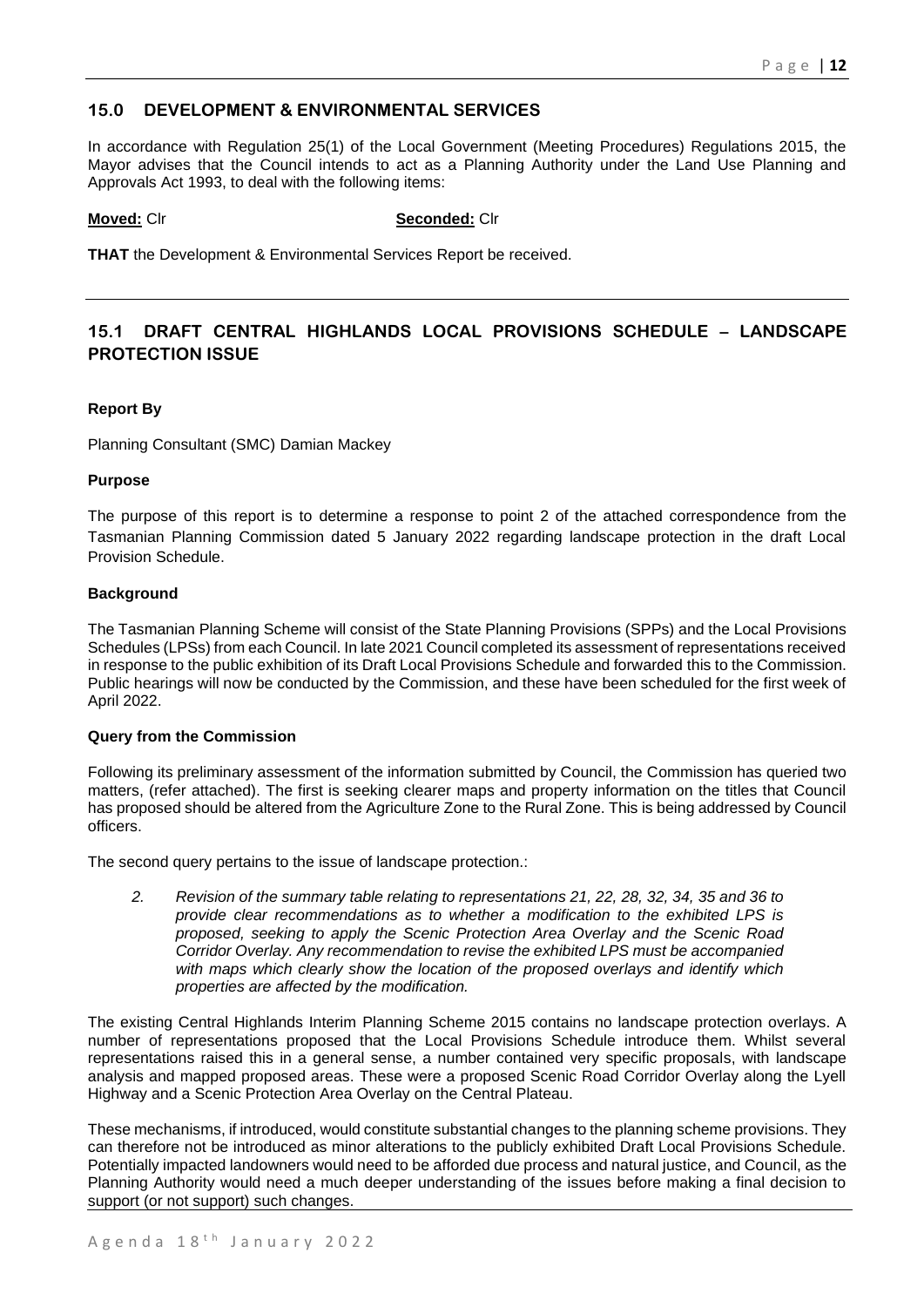## 15.0 DEVELOPMENT & ENVIRONMENTAL SERVICES

In accordance with Regulation 25(1) of the Local Government (Meeting Procedures) Regulations 2015, the Mayor advises that the Council intends to act as a Planning Authority under the Land Use Planning and Approvals Act 1993, to deal with the following items:

**Moved:** Clr **Seconded:** Clr

**THAT** the Development & Environmental Services Report be received.

## 15.1 DRAFT CENTRAL HIGHLANDS LOCAL PROVISIONS SCHEDULE – LANDSCAPE PROTECTION ISSUE

**Report By**

Planning Consultant (SMC) Damian Mackey

**Purpose**

The purpose of this report is to determine a response to point 2 of the attached correspondence from the Tasmanian Planning Commission dated 5 January 2022 regarding landscape protection in the draft Local Provision Schedule.

**Background**

The Tasmanian Planning Scheme will consist of the State Planning Provisions (SPPs) and the Local Provisions Schedules (LPSs) from each Council. In late 2021 Council completed its assessment of representations received in response to the public exhibition of its Draft Local Provisions Schedule and forwarded this to the Commission. Public hearings will now be conducted by the Commission, and these have been scheduled for the first week of April 2022.

**Query from the Commission**

Following its preliminary assessment of the information submitted by Council, the Commission has queried two matters, (refer attached). The first is seeking clearer maps and property information on the titles that Council has proposed should be altered from the Agriculture Zone to the Rural Zone. This is being addressed by Council officers.

The second query pertains to the issue of landscape protection.:

> *2. Revision of the summary table relating to representations 21, 22, 28, 32, 34, 35 and 36 to provide clear recommendations as to whether a modification to the exhibited LPS is proposed, seeking to apply the Scenic Protection Area Overlay and the Scenic Road Corridor Overlay. Any recommendation to revise the exhibited LPS must be accompanied with maps which clearly show the location of the proposed overlays and identify which properties are affected by the modification.*

The existing Central Highlands Interim Planning Scheme 2015 contains no landscape protection overlays. A number of representations proposed that the Local Provisions Schedule introduce them. Whilst several representations raised this in a general sense, a number contained very specific proposals, with landscape analysis and mapped proposed areas. These were a proposed Scenic Road Corridor Overlay along the Lyell Highway and a Scenic Protection Area Overlay on the Central Plateau.

These mechanisms, if introduced, would constitute substantial changes to the planning scheme provisions. They can therefore not be introduced as minor alterations to the publicly exhibited Draft Local Provisions Schedule. Potentially impacted landowners would need to be afforded due process and natural justice, and Council, as the Planning Authority would need a much deeper understanding of the issues before making a final decision to support (or not support) such changes.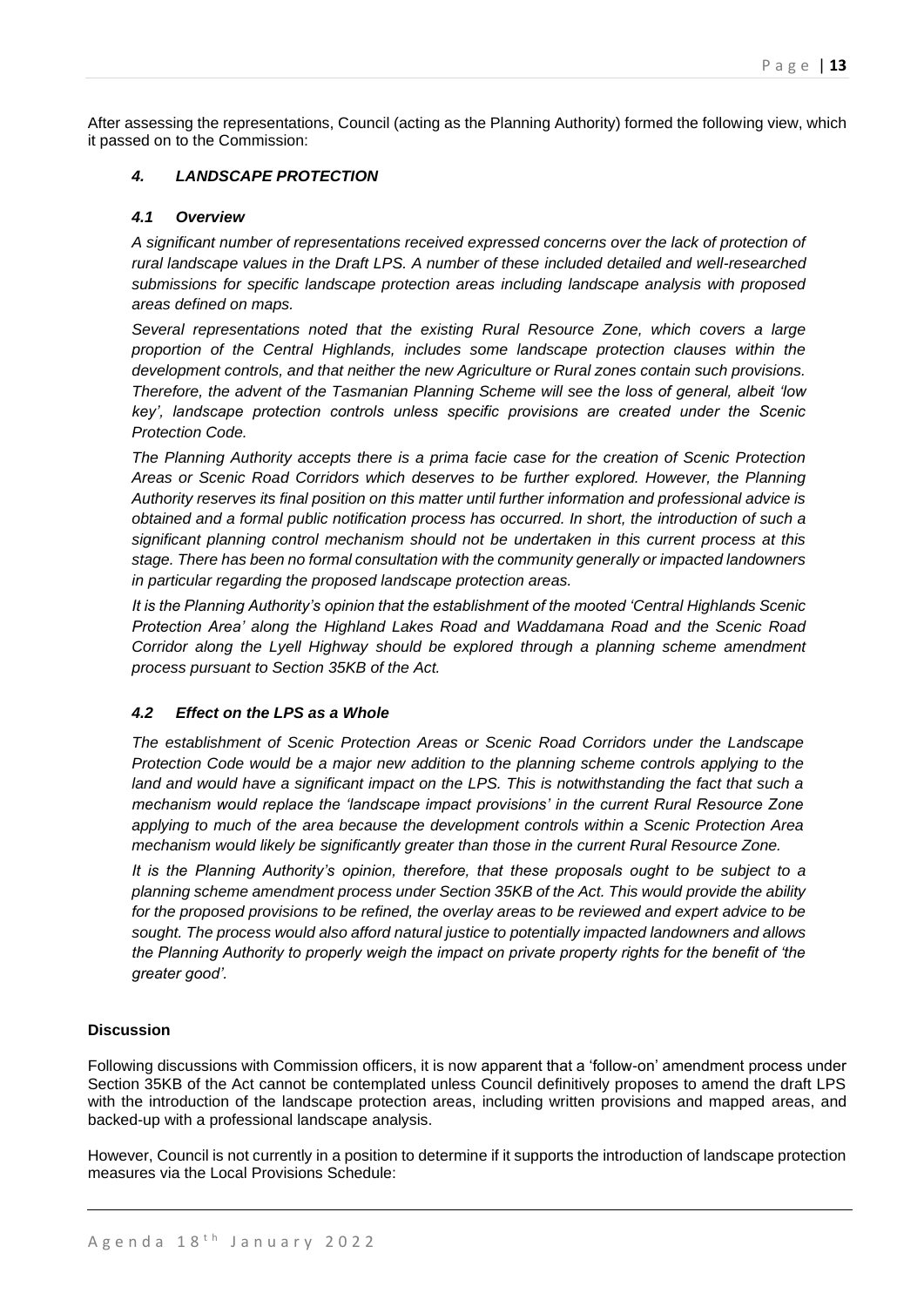After assessing the representations, Council (acting as the Planning Authority) formed the following view, which it passed on to the Commission:

### *4. LANDSCAPE PROTECTION*

#### *4.1 Overview*

*A significant number of representations received expressed concerns over the lack of protection of rural landscape values in the Draft LPS. A number of these included detailed and well-researched submissions for specific landscape protection areas including landscape analysis with proposed areas defined on maps.*

*Several representations noted that the existing Rural Resource Zone, which covers a large proportion of the Central Highlands, includes some landscape protection clauses within the development controls, and that neither the new Agriculture or Rural zones contain such provisions. Therefore, the advent of the Tasmanian Planning Scheme will see the loss of general, albeit 'low key', landscape protection controls unless specific provisions are created under the Scenic Protection Code.*

*The Planning Authority accepts there is a prima facie case for the creation of Scenic Protection Areas or Scenic Road Corridors which deserves to be further explored. However, the Planning Authority reserves its final position on this matter until further information and professional advice is obtained and a formal public notification process has occurred. In short, the introduction of such a significant planning control mechanism should not be undertaken in this current process at this stage. There has been no formal consultation with the community generally or impacted landowners in particular regarding the proposed landscape protection areas.*

*It is the Planning Authority's opinion that the establishment of the mooted 'Central Highlands Scenic Protection Area' along the Highland Lakes Road and Waddamana Road and the Scenic Road Corridor along the Lyell Highway should be explored through a planning scheme amendment process pursuant to Section 35KB of the Act.*

#### *4.2 Effect on the LPS as a Whole*

*The establishment of Scenic Protection Areas or Scenic Road Corridors under the Landscape Protection Code would be a major new addition to the planning scheme controls applying to the land and would have a significant impact on the LPS. This is notwithstanding the fact that such a mechanism would replace the 'landscape impact provisions' in the current Rural Resource Zone applying to much of the area because the development controls within a Scenic Protection Area mechanism would likely be significantly greater than those in the current Rural Resource Zone.*

*It is the Planning Authority's opinion, therefore, that these proposals ought to be subject to a planning scheme amendment process under Section 35KB of the Act. This would provide the ability for the proposed provisions to be refined, the overlay areas to be reviewed and expert advice to be sought. The process would also afford natural justice to potentially impacted landowners and allows the Planning Authority to properly weigh the impact on private property rights for the benefit of 'the greater good'.*

**Discussion**

Following discussions with Commission officers, it is now apparent that a 'follow-on' amendment process under Section 35KB of the Act cannot be contemplated unless Council definitively proposes to amend the draft LPS with the introduction of the landscape protection areas, including written provisions and mapped areas, and backed-up with a professional landscape analysis.

However, Council is not currently in a position to determine if it supports the introduction of landscape protection measures via the Local Provisions Schedule: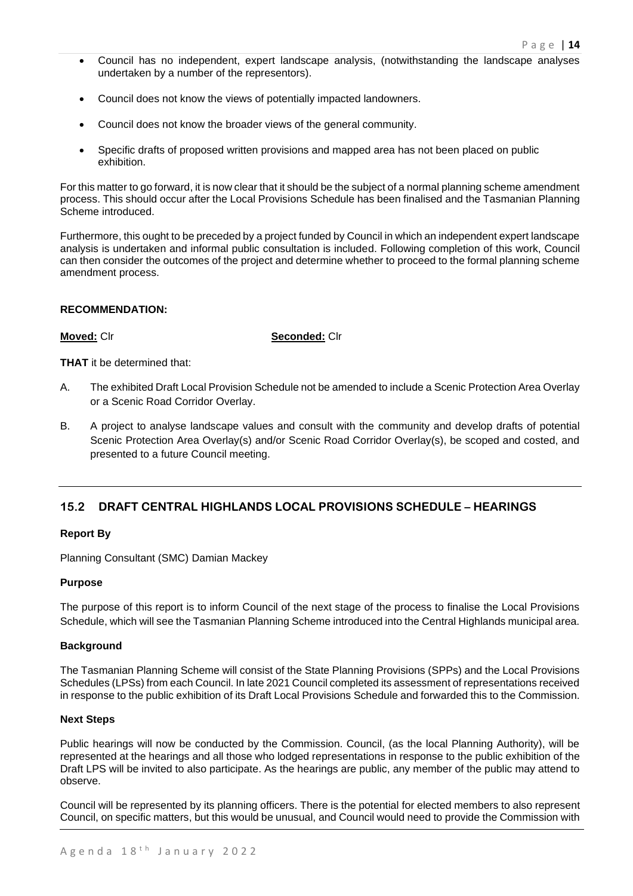- Council has no independent, expert landscape analysis, (notwithstanding the landscape analyses undertaken by a number of the representors).
- Council does not know the views of potentially impacted landowners.
- Council does not know the broader views of the general community.
- Specific drafts of proposed written provisions and mapped area has not been placed on public exhibition.

For this matter to go forward, it is now clear that it should be the subject of a normal planning scheme amendment process. This should occur after the Local Provisions Schedule has been finalised and the Tasmanian Planning Scheme introduced.

Furthermore, this ought to be preceded by a project funded by Council in which an independent expert landscape analysis is undertaken and informal public consultation is included. Following completion of this work, Council can then consider the outcomes of the project and determine whether to proceed to the formal planning scheme amendment process.

**RECOMMENDATION:**

**Moved:** Clr **Seconded:** Clr

**THAT** it be determined that:

A. The exhibited Draft Local Provision Schedule not be amended to include a Scenic Protection Area Overlay or a Scenic Road Corridor Overlay.

B. A project to analyse landscape values and consult with the community and develop drafts of potential Scenic Protection Area Overlay(s) and/or Scenic Road Corridor Overlay(s), be scoped and costed, and presented to a future Council meeting.

## 15.2 DRAFT CENTRAL HIGHLANDS LOCAL PROVISIONS SCHEDULE – HEARINGS

**Report By**

Planning Consultant (SMC) Damian Mackey

**Purpose**

The purpose of this report is to inform Council of the next stage of the process to finalise the Local Provisions Schedule, which will see the Tasmanian Planning Scheme introduced into the Central Highlands municipal area.

**Background**

The Tasmanian Planning Scheme will consist of the State Planning Provisions (SPPs) and the Local Provisions Schedules (LPSs) from each Council. In late 2021 Council completed its assessment of representations received in response to the public exhibition of its Draft Local Provisions Schedule and forwarded this to the Commission.

**Next Steps**

Public hearings will now be conducted by the Commission. Council, (as the local Planning Authority), will be represented at the hearings and all those who lodged representations in response to the public exhibition of the Draft LPS will be invited to also participate. As the hearings are public, any member of the public may attend to observe.

Council will be represented by its planning officers. There is the potential for elected members to also represent Council, on specific matters, but this would be unusual, and Council would need to provide the Commission with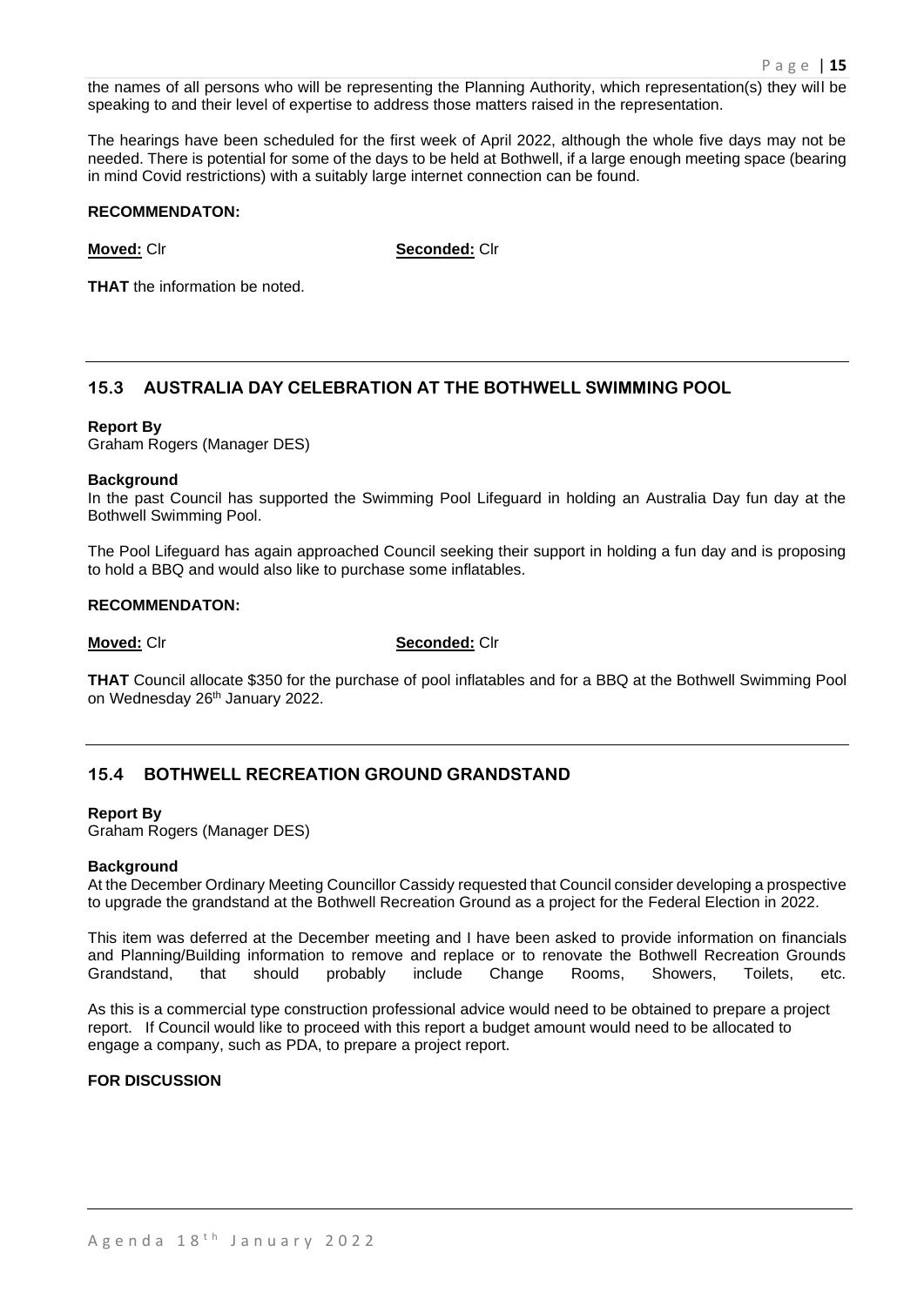the names of all persons who will be representing the Planning Authority, which representation(s) they will be speaking to and their level of expertise to address those matters raised in the representation.

The hearings have been scheduled for the first week of April 2022, although the whole five days may not be needed. There is potential for some of the days to be held at Bothwell, if a large enough meeting space (bearing in mind Covid restrictions) with a suitably large internet connection can be found.

**RECOMMENDATON:**

**Moved:** Clr **Seconded:** Clr

**THAT** the information be noted.

---

## 15.3 AUSTRALIA DAY CELEBRATION AT THE BOTHWELL SWIMMING POOL

**Report By**
Graham Rogers (Manager DES)

**Background**
In the past Council has supported the Swimming Pool Lifeguard in holding an Australia Day fun day at the Bothwell Swimming Pool.

The Pool Lifeguard has again approached Council seeking their support in holding a fun day and is proposing to hold a BBQ and would also like to purchase some inflatables.

**RECOMMENDATON:**

**Moved:** Clr **Seconded:** Clr

**THAT** Council allocate $350 for the purchase of pool inflatables and for a BBQ at the Bothwell Swimming Pool on Wednesday 26th January 2022.

---

## 15.4 BOTHWELL RECREATION GROUND GRANDSTAND

**Report By**
Graham Rogers (Manager DES)

**Background**
At the December Ordinary Meeting Councillor Cassidy requested that Council consider developing a prospective to upgrade the grandstand at the Bothwell Recreation Ground as a project for the Federal Election in 2022.

This item was deferred at the December meeting and I have been asked to provide information on financials and Planning/Building information to remove and replace or to renovate the Bothwell Recreation Grounds Grandstand, that should probably include Change Rooms, Showers, Toilets, etc.

As this is a commercial type construction professional advice would need to be obtained to prepare a project report. If Council would like to proceed with this report a budget amount would need to be allocated to engage a company, such as PDA, to prepare a project report.

**FOR DISCUSSION**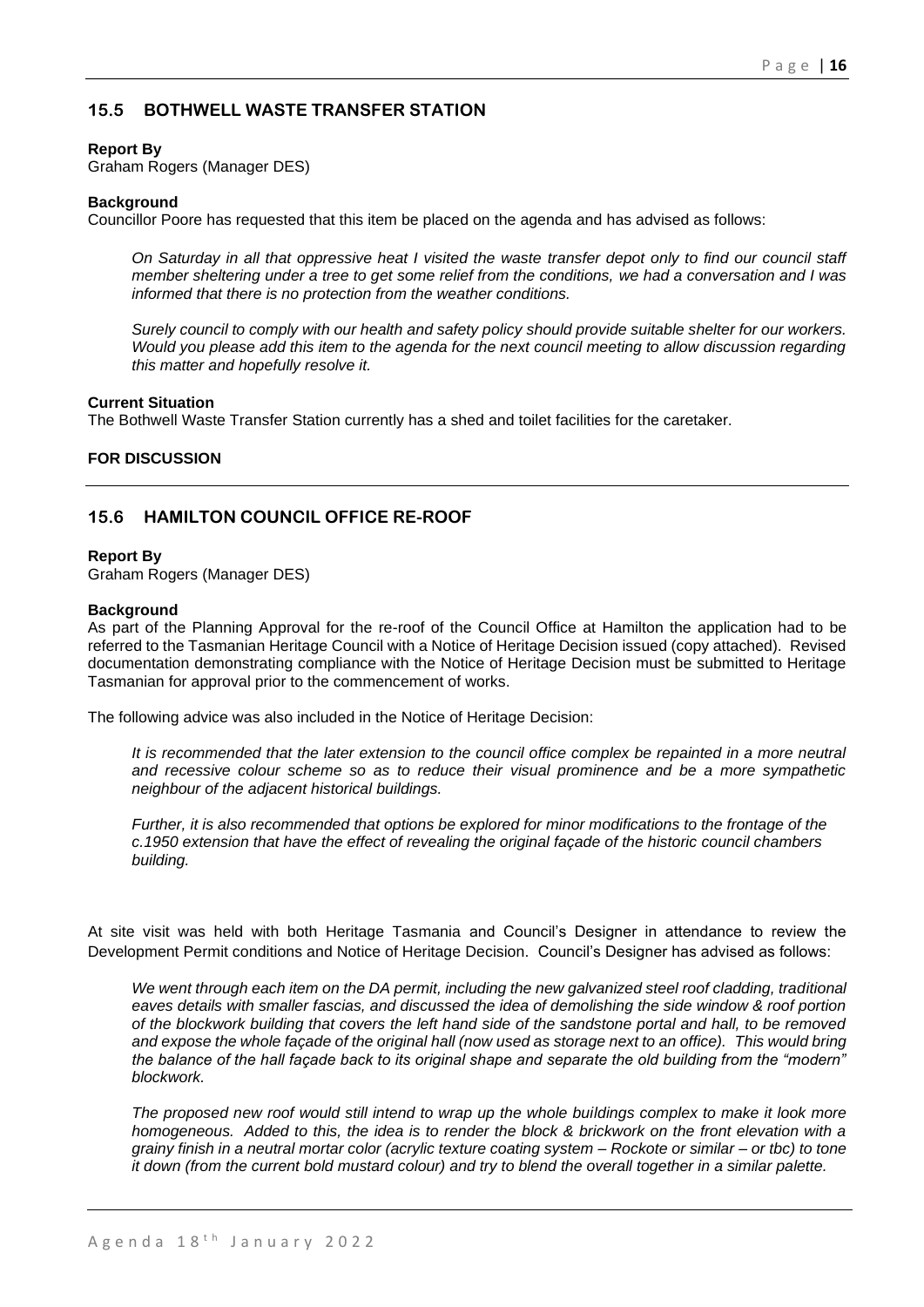## 15.5 BOTHWELL WASTE TRANSFER STATION

**Report By**
Graham Rogers (Manager DES)

**Background**
Councillor Poore has requested that this item be placed on the agenda and has advised as follows:

*On Saturday in all that oppressive heat I visited the waste transfer depot only to find our council staff member sheltering under a tree to get some relief from the conditions, we had a conversation and I was informed that there is no protection from the weather conditions.*

*Surely council to comply with our health and safety policy should provide suitable shelter for our workers. Would you please add this item to the agenda for the next council meeting to allow discussion regarding this matter and hopefully resolve it.*

**Current Situation**
The Bothwell Waste Transfer Station currently has a shed and toilet facilities for the caretaker.

**FOR DISCUSSION**

---

## 15.6 HAMILTON COUNCIL OFFICE RE-ROOF

**Report By**
Graham Rogers (Manager DES)

**Background**
As part of the Planning Approval for the re-roof of the Council Office at Hamilton the application had to be referred to the Tasmanian Heritage Council with a Notice of Heritage Decision issued (copy attached). Revised documentation demonstrating compliance with the Notice of Heritage Decision must be submitted to Heritage Tasmanian for approval prior to the commencement of works.

The following advice was also included in the Notice of Heritage Decision:

*It is recommended that the later extension to the council office complex be repainted in a more neutral and recessive colour scheme so as to reduce their visual prominence and be a more sympathetic neighbour of the adjacent historical buildings.*

*Further, it is also recommended that options be explored for minor modifications to the frontage of the c.1950 extension that have the effect of revealing the original façade of the historic council chambers building.*

At site visit was held with both Heritage Tasmania and Council's Designer in attendance to review the Development Permit conditions and Notice of Heritage Decision. Council's Designer has advised as follows:

*We went through each item on the DA permit, including the new galvanized steel roof cladding, traditional eaves details with smaller fascias, and discussed the idea of demolishing the side window & roof portion of the blockwork building that covers the left hand side of the sandstone portal and hall, to be removed and expose the whole façade of the original hall (now used as storage next to an office). This would bring the balance of the hall façade back to its original shape and separate the old building from the "modern" blockwork.*

*The proposed new roof would still intend to wrap up the whole buildings complex to make it look more homogeneous. Added to this, the idea is to render the block & brickwork on the front elevation with a grainy finish in a neutral mortar color (acrylic texture coating system – Rockote or similar – or tbc) to tone it down (from the current bold mustard colour) and try to blend the overall together in a similar palette.*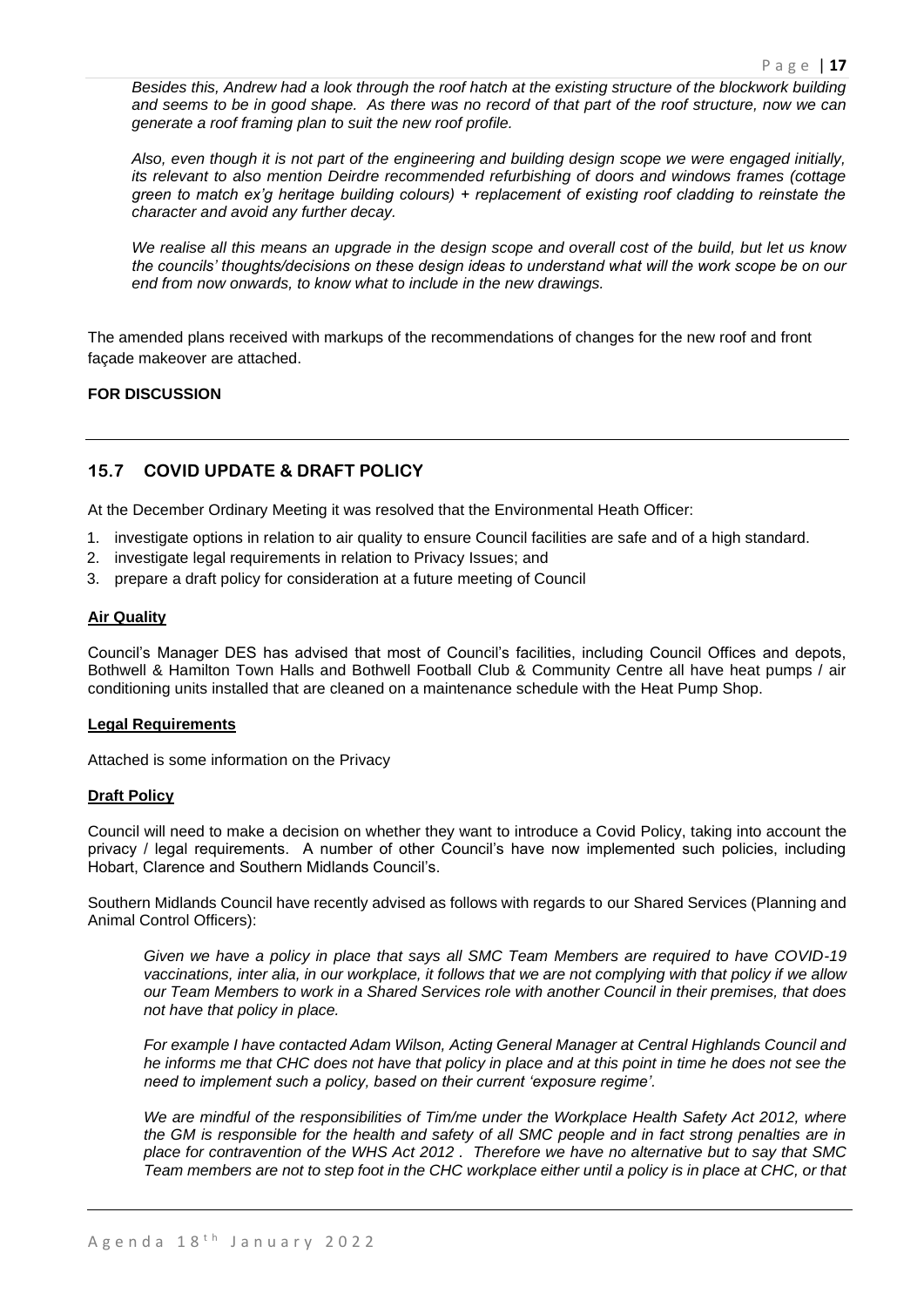*Besides this, Andrew had a look through the roof hatch at the existing structure of the blockwork building and seems to be in good shape. As there was no record of that part of the roof structure, now we can generate a roof framing plan to suit the new roof profile.*

*Also, even though it is not part of the engineering and building design scope we were engaged initially, its relevant to also mention Deirdre recommended refurbishing of doors and windows frames (cottage green to match ex'g heritage building colours) + replacement of existing roof cladding to reinstate the character and avoid any further decay.*

*We realise all this means an upgrade in the design scope and overall cost of the build, but let us know the councils' thoughts/decisions on these design ideas to understand what will the work scope be on our end from now onwards, to know what to include in the new drawings.*

The amended plans received with markups of the recommendations of changes for the new roof and front façade makeover are attached.

**FOR DISCUSSION**

## 15.7 COVID UPDATE & DRAFT POLICY

At the December Ordinary Meeting it was resolved that the Environmental Heath Officer:

1. investigate options in relation to air quality to ensure Council facilities are safe and of a high standard.
2. investigate legal requirements in relation to Privacy Issues; and
3. prepare a draft policy for consideration at a future meeting of Council

**Air Quality**

Council's Manager DES has advised that most of Council's facilities, including Council Offices and depots, Bothwell & Hamilton Town Halls and Bothwell Football Club & Community Centre all have heat pumps / air conditioning units installed that are cleaned on a maintenance schedule with the Heat Pump Shop.

**Legal Requirements**

Attached is some information on the Privacy

**Draft Policy**

Council will need to make a decision on whether they want to introduce a Covid Policy, taking into account the privacy / legal requirements. A number of other Council's have now implemented such policies, including Hobart, Clarence and Southern Midlands Council's.

Southern Midlands Council have recently advised as follows with regards to our Shared Services (Planning and Animal Control Officers):

*Given we have a policy in place that says all SMC Team Members are required to have COVID-19 vaccinations, inter alia, in our workplace, it follows that we are not complying with that policy if we allow our Team Members to work in a Shared Services role with another Council in their premises, that does not have that policy in place.*

*For example I have contacted Adam Wilson, Acting General Manager at Central Highlands Council and he informs me that CHC does not have that policy in place and at this point in time he does not see the need to implement such a policy, based on their current 'exposure regime'.*

*We are mindful of the responsibilities of Tim/me under the Workplace Health Safety Act 2012, where the GM is responsible for the health and safety of all SMC people and in fact strong penalties are in place for contravention of the WHS Act 2012 . Therefore we have no alternative but to say that SMC Team members are not to step foot in the CHC workplace either until a policy is in place at CHC, or that*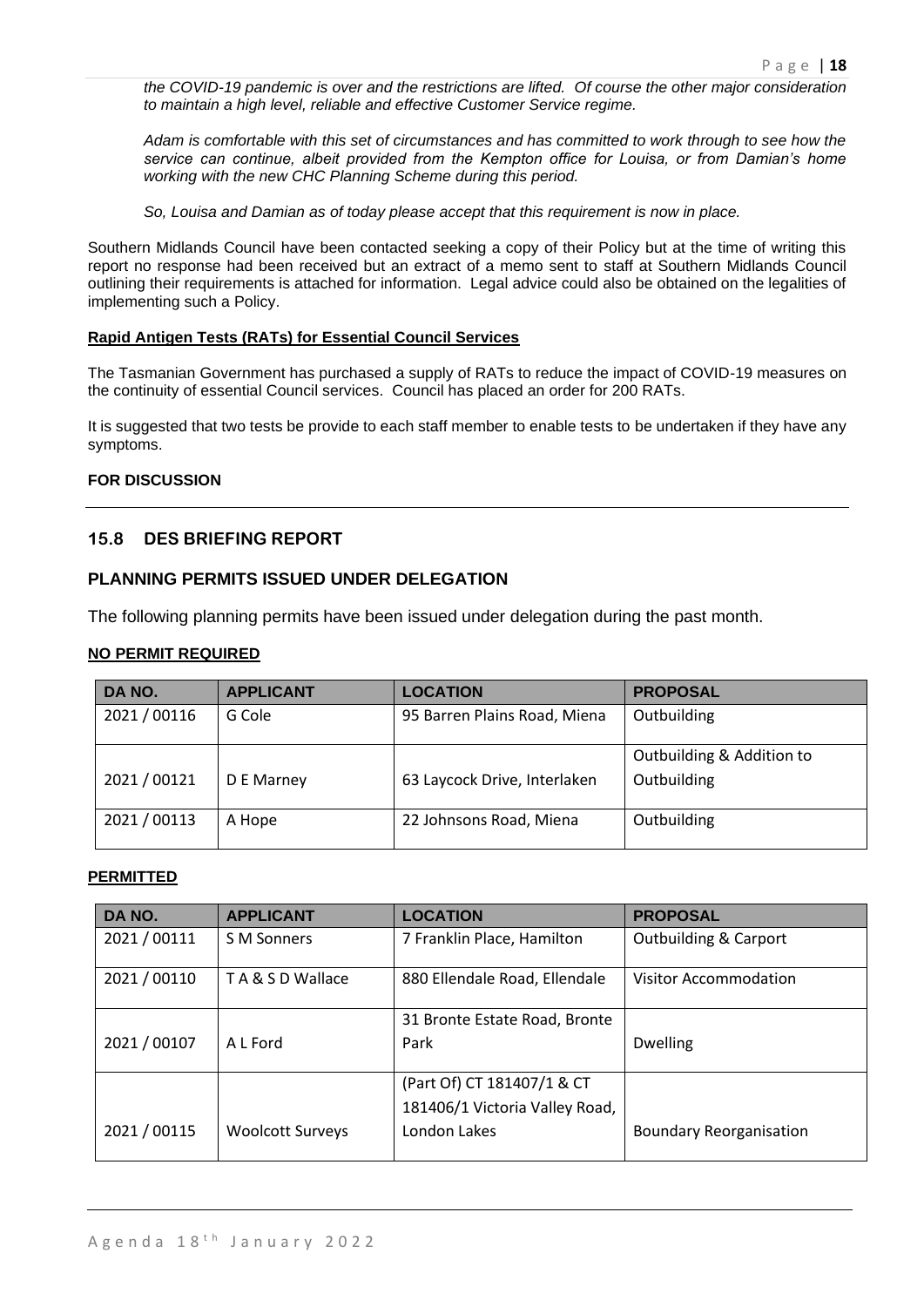*the COVID-19 pandemic is over and the restrictions are lifted. Of course the other major consideration to maintain a high level, reliable and effective Customer Service regime.*

*Adam is comfortable with this set of circumstances and has committed to work through to see how the service can continue, albeit provided from the Kempton office for Louisa, or from Damian's home working with the new CHC Planning Scheme during this period.*

*So, Louisa and Damian as of today please accept that this requirement is now in place.*

Southern Midlands Council have been contacted seeking a copy of their Policy but at the time of writing this report no response had been received but an extract of a memo sent to staff at Southern Midlands Council outlining their requirements is attached for information. Legal advice could also be obtained on the legalities of implementing such a Policy.

**Rapid Antigen Tests (RATs) for Essential Council Services**

The Tasmanian Government has purchased a supply of RATs to reduce the impact of COVID-19 measures on the continuity of essential Council services. Council has placed an order for 200 RATs.

It is suggested that two tests be provide to each staff member to enable tests to be undertaken if they have any symptoms.

**FOR DISCUSSION**

## 15.8 DES BRIEFING REPORT

### PLANNING PERMITS ISSUED UNDER DELEGATION

The following planning permits have been issued under delegation during the past month.

**NO PERMIT REQUIRED**

| DA NO. | APPLICANT | LOCATION | PROPOSAL |
|---|---|---|---|
| 2021 / 00116 | G Cole | 95 Barren Plains Road, Miena | Outbuilding |
| 2021 / 00121 | D E Marney | 63 Laycock Drive, Interlaken | Outbuilding & Addition to Outbuilding |
| 2021 / 00113 | A Hope | 22 Johnsons Road, Miena | Outbuilding |

**PERMITTED**

| DA NO. | APPLICANT | LOCATION | PROPOSAL |
|---|---|---|---|
| 2021 / 00111 | S M Sonners | 7 Franklin Place, Hamilton | Outbuilding & Carport |
| 2021 / 00110 | T A & S D Wallace | 880 Ellendale Road, Ellendale | Visitor Accommodation |
| 2021 / 00107 | A L Ford | 31 Bronte Estate Road, Bronte Park | Dwelling |
| 2021 / 00115 | Woolcott Surveys | (Part Of) CT 181407/1 & CT 181406/1 Victoria Valley Road, London Lakes | Boundary Reorganisation |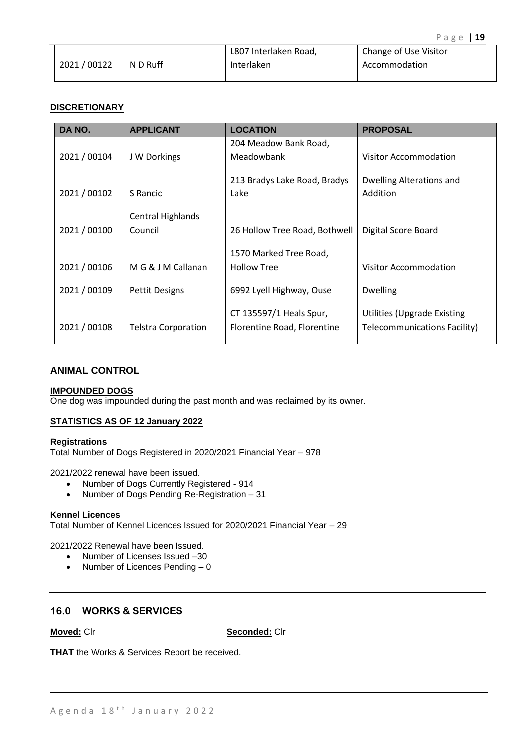| 2021 / 00122 | N D Ruff | L807 Interlaken Road, Interlaken | Change of Use Visitor Accommodation |
|---|---|---|---|

**DISCRETIONARY**

| DA NO. | APPLICANT | LOCATION | PROPOSAL |
|---|---|---|---|
| 2021 / 00104 | J W Dorkings | 204 Meadow Bank Road, Meadowbank | Visitor Accommodation |
| 2021 / 00102 | S Rancic | 213 Bradys Lake Road, Bradys Lake | Dwelling Alterations and Addition |
| 2021 / 00100 | Central Highlands Council | 26 Hollow Tree Road, Bothwell | Digital Score Board |
| 2021 / 00106 | M G & J M Callanan | 1570 Marked Tree Road, Hollow Tree | Visitor Accommodation |
| 2021 / 00109 | Pettit Designs | 6992 Lyell Highway, Ouse | Dwelling |
| 2021 / 00108 | Telstra Corporation | CT 135597/1 Heals Spur, Florentine Road, Florentine | Utilities (Upgrade Existing Telecommunications Facility) |

## ANIMAL CONTROL

**IMPOUNDED DOGS**

One dog was impounded during the past month and was reclaimed by its owner.

**STATISTICS AS OF 12 January 2022**

**Registrations**

Total Number of Dogs Registered in 2020/2021 Financial Year – 978

2021/2022 renewal have been issued.

- Number of Dogs Currently Registered - 914
- Number of Dogs Pending Re-Registration – 31

**Kennel Licences**

Total Number of Kennel Licences Issued for 2020/2021 Financial Year – 29

2021/2022 Renewal have been Issued.

- Number of Licenses Issued –30
- Number of Licences Pending – 0

## 16.0 WORKS & SERVICES

**Moved:** Clr **Seconded:** Clr

**THAT** the Works & Services Report be received.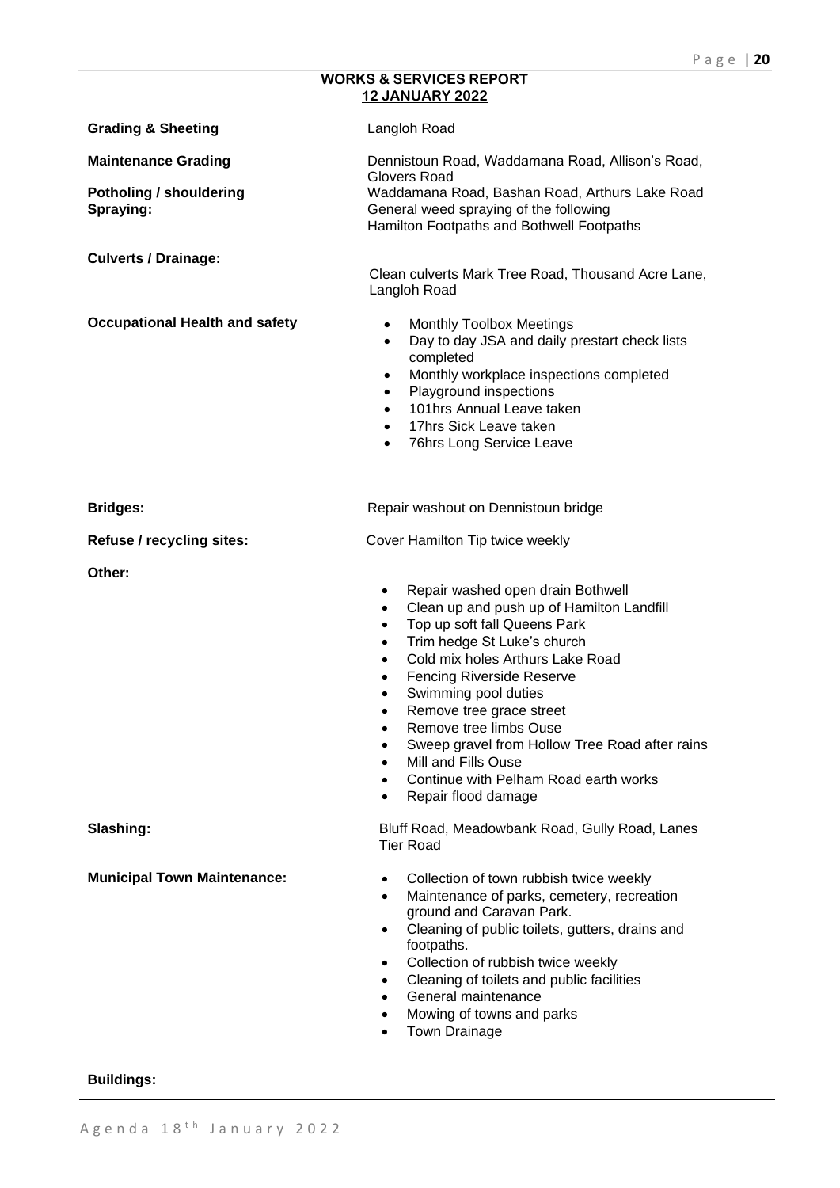**WORKS & SERVICES REPORT**
**12 JANUARY 2022**

**Grading & Sheeting**

Langloh Road

**Maintenance Grading**

Dennistoun Road, Waddamana Road, Allison's Road, Glovers Road

**Potholing / shouldering**

Waddamana Road, Bashan Road, Arthurs Lake Road

**Spraying:**

General weed spraying of the following
Hamilton Footpaths and Bothwell Footpaths

**Culverts / Drainage:**

Clean culverts Mark Tree Road, Thousand Acre Lane, Langloh Road

**Occupational Health and safety**

- Monthly Toolbox Meetings
- Day to day JSA and daily prestart check lists completed
- Monthly workplace inspections completed
- Playground inspections
- 101hrs Annual Leave taken
- 17hrs Sick Leave taken
- 76hrs Long Service Leave

**Bridges:**

Repair washout on Dennistoun bridge

**Refuse / recycling sites:**

Cover Hamilton Tip twice weekly

**Other:**

- Repair washed open drain Bothwell
- Clean up and push up of Hamilton Landfill
- Top up soft fall Queens Park
- Trim hedge St Luke's church
- Cold mix holes Arthurs Lake Road
- Fencing Riverside Reserve
- Swimming pool duties
- Remove tree grace street
- Remove tree limbs Ouse
- Sweep gravel from Hollow Tree Road after rains
- Mill and Fills Ouse
- Continue with Pelham Road earth works
- Repair flood damage

**Slashing:**

Bluff Road, Meadowbank Road, Gully Road, Lanes Tier Road

**Municipal Town Maintenance:**

- Collection of town rubbish twice weekly
- Maintenance of parks, cemetery, recreation ground and Caravan Park.
- Cleaning of public toilets, gutters, drains and footpaths.
- Collection of rubbish twice weekly
- Cleaning of toilets and public facilities
- General maintenance
- Mowing of towns and parks
- Town Drainage

**Buildings:**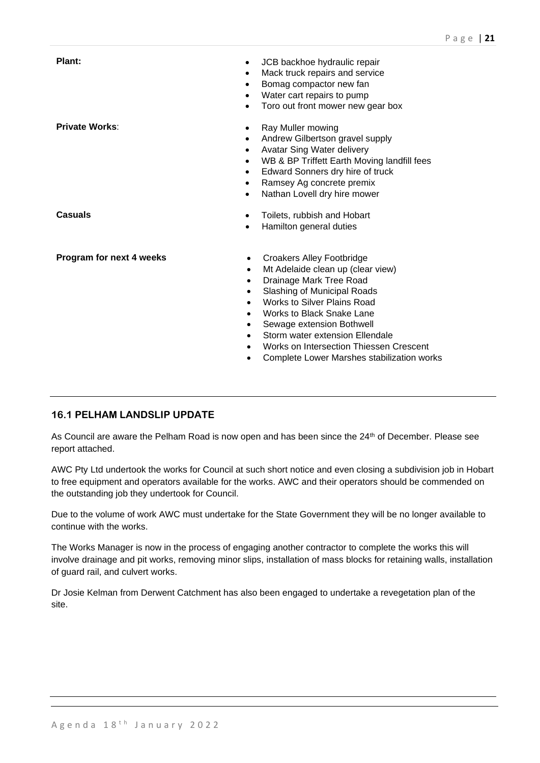**Plant:**

- JCB backhoe hydraulic repair
- Mack truck repairs and service
- Bomag compactor new fan
- Water cart repairs to pump
- Toro out front mower new gear box

**Private Works**:

- Ray Muller mowing
- Andrew Gilbertson gravel supply
- Avatar Sing Water delivery
- WB & BP Triffett Earth Moving landfill fees
- Edward Sonners dry hire of truck
- Ramsey Ag concrete premix
- Nathan Lovell dry hire mower

**Casuals**

- Toilets, rubbish and Hobart
- Hamilton general duties

**Program for next 4 weeks**

- Croakers Alley Footbridge
- Mt Adelaide clean up (clear view)
- Drainage Mark Tree Road
- Slashing of Municipal Roads
- Works to Silver Plains Road
- Works to Black Snake Lane
- Sewage extension Bothwell
- Storm water extension Ellendale
- Works on Intersection Thiessen Crescent
- Complete Lower Marshes stabilization works

---

## 16.1 PELHAM LANDSLIP UPDATE

As Council are aware the Pelham Road is now open and has been since the 24th of December. Please see report attached.

AWC Pty Ltd undertook the works for Council at such short notice and even closing a subdivision job in Hobart to free equipment and operators available for the works. AWC and their operators should be commended on the outstanding job they undertook for Council.

Due to the volume of work AWC must undertake for the State Government they will be no longer available to continue with the works.

The Works Manager is now in the process of engaging another contractor to complete the works this will involve drainage and pit works, removing minor slips, installation of mass blocks for retaining walls, installation of guard rail, and culvert works.

Dr Josie Kelman from Derwent Catchment has also been engaged to undertake a revegetation plan of the site.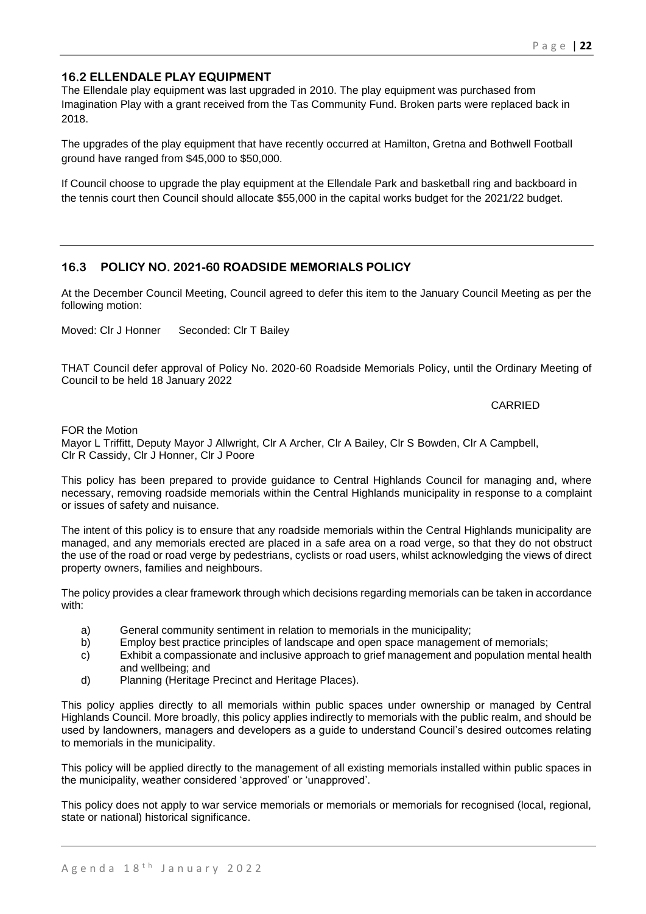## 16.2 ELLENDALE PLAY EQUIPMENT

The Ellendale play equipment was last upgraded in 2010. The play equipment was purchased from Imagination Play with a grant received from the Tas Community Fund. Broken parts were replaced back in 2018.

The upgrades of the play equipment that have recently occurred at Hamilton, Gretna and Bothwell Football ground have ranged from $45,000 to $50,000.

If Council choose to upgrade the play equipment at the Ellendale Park and basketball ring and backboard in the tennis court then Council should allocate $55,000 in the capital works budget for the 2021/22 budget.

## 16.3 POLICY NO. 2021-60 ROADSIDE MEMORIALS POLICY

At the December Council Meeting, Council agreed to defer this item to the January Council Meeting as per the following motion:

Moved: Clr J Honner Seconded: Clr T Bailey

THAT Council defer approval of Policy No. 2020-60 Roadside Memorials Policy, until the Ordinary Meeting of Council to be held 18 January 2022

CARRIED

FOR the Motion
Mayor L Triffitt, Deputy Mayor J Allwright, Clr A Archer, Clr A Bailey, Clr S Bowden, Clr A Campbell, Clr R Cassidy, Clr J Honner, Clr J Poore

This policy has been prepared to provide guidance to Central Highlands Council for managing and, where necessary, removing roadside memorials within the Central Highlands municipality in response to a complaint or issues of safety and nuisance.

The intent of this policy is to ensure that any roadside memorials within the Central Highlands municipality are managed, and any memorials erected are placed in a safe area on a road verge, so that they do not obstruct the use of the road or road verge by pedestrians, cyclists or road users, whilst acknowledging the views of direct property owners, families and neighbours.

The policy provides a clear framework through which decisions regarding memorials can be taken in accordance with:

a) General community sentiment in relation to memorials in the municipality;
b) Employ best practice principles of landscape and open space management of memorials;
c) Exhibit a compassionate and inclusive approach to grief management and population mental health and wellbeing; and
d) Planning (Heritage Precinct and Heritage Places).

This policy applies directly to all memorials within public spaces under ownership or managed by Central Highlands Council. More broadly, this policy applies indirectly to memorials with the public realm, and should be used by landowners, managers and developers as a guide to understand Council's desired outcomes relating to memorials in the municipality.

This policy will be applied directly to the management of all existing memorials installed within public spaces in the municipality, weather considered 'approved' or 'unapproved'.

This policy does not apply to war service memorials or memorials or memorials for recognised (local, regional, state or national) historical significance.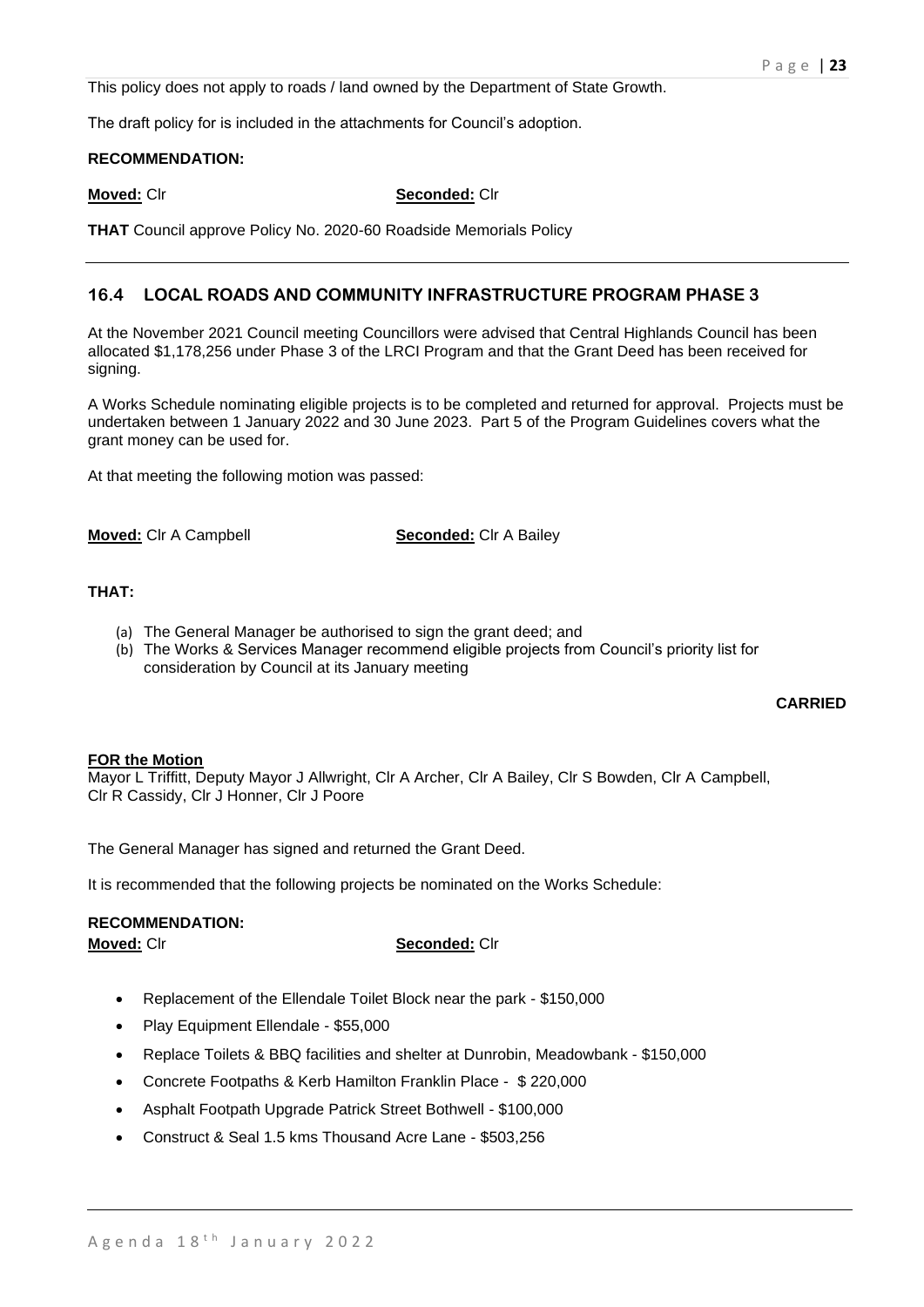This policy does not apply to roads / land owned by the Department of State Growth.

The draft policy for is included in the attachments for Council's adoption.

**RECOMMENDATION:**

**Moved:** Clr **Seconded:** Clr

**THAT** Council approve Policy No. 2020-60 Roadside Memorials Policy

---

## 16.4 LOCAL ROADS AND COMMUNITY INFRASTRUCTURE PROGRAM PHASE 3

At the November 2021 Council meeting Councillors were advised that Central Highlands Council has been allocated $1,178,256 under Phase 3 of the LRCI Program and that the Grant Deed has been received for signing.

A Works Schedule nominating eligible projects is to be completed and returned for approval. Projects must be undertaken between 1 January 2022 and 30 June 2023. Part 5 of the Program Guidelines covers what the grant money can be used for.

At that meeting the following motion was passed:

**Moved:** Clr A Campbell **Seconded:** Clr A Bailey

**THAT:**

(a) The General Manager be authorised to sign the grant deed; and
(b) The Works & Services Manager recommend eligible projects from Council's priority list for consideration by Council at its January meeting

**CARRIED**

**FOR the Motion**
Mayor L Triffitt, Deputy Mayor J Allwright, Clr A Archer, Clr A Bailey, Clr S Bowden, Clr A Campbell, Clr R Cassidy, Clr J Honner, Clr J Poore

The General Manager has signed and returned the Grant Deed.

It is recommended that the following projects be nominated on the Works Schedule:

**RECOMMENDATION:**
**Moved:** Clr **Seconded:** Clr

- Replacement of the Ellendale Toilet Block near the park - $150,000
- Play Equipment Ellendale - $55,000
- Replace Toilets & BBQ facilities and shelter at Dunrobin, Meadowbank - $150,000
- Concrete Footpaths & Kerb Hamilton Franklin Place - $ 220,000
- Asphalt Footpath Upgrade Patrick Street Bothwell - $100,000
- Construct & Seal 1.5 kms Thousand Acre Lane - $503,256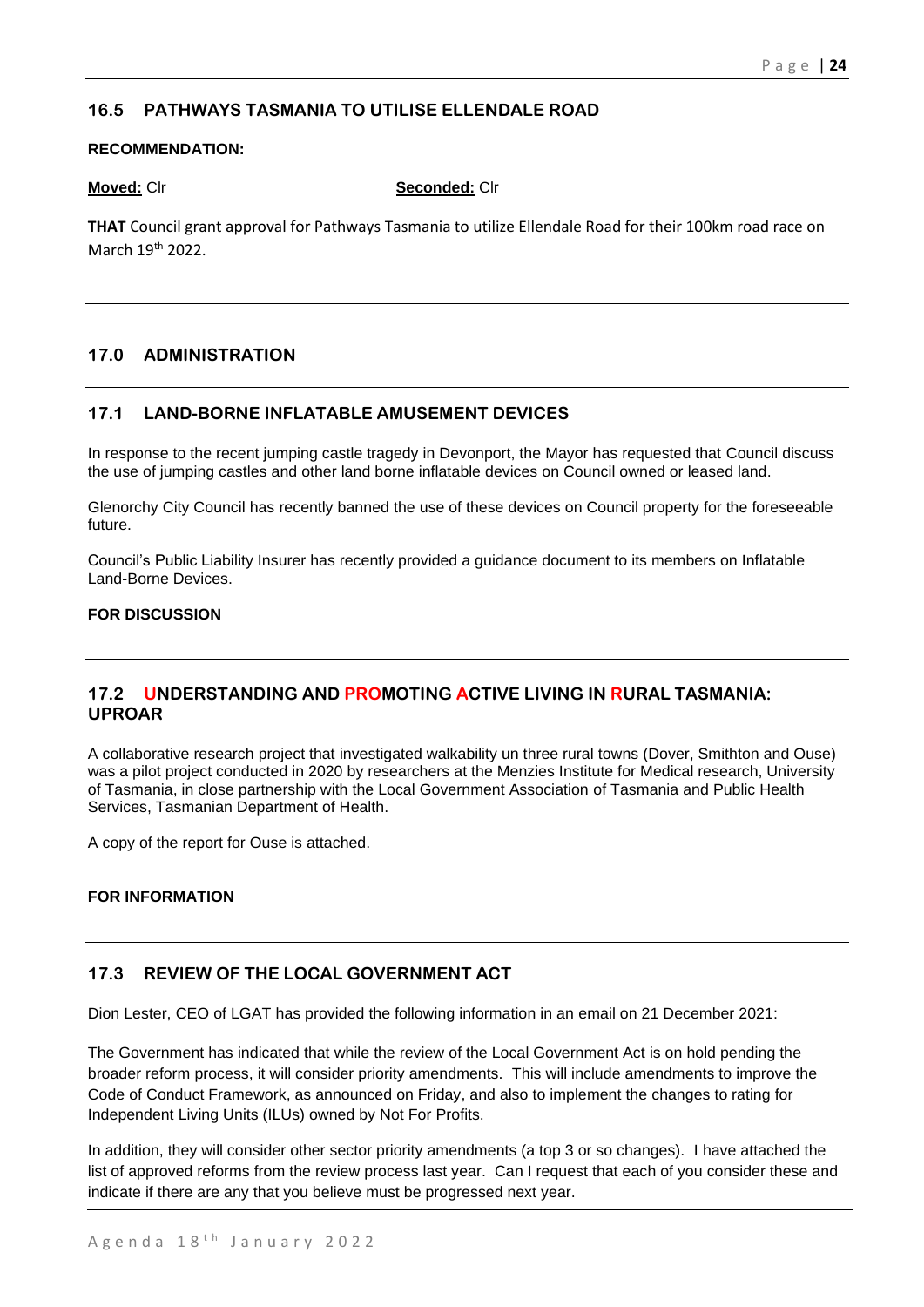## 16.5 PATHWAYS TASMANIA TO UTILISE ELLENDALE ROAD

**RECOMMENDATION:**

**Moved:** Clr **Seconded:** Clr

**THAT** Council grant approval for Pathways Tasmania to utilize Ellendale Road for their 100km road race on March 19th 2022.

---

## 17.0 ADMINISTRATION

---

## 17.1 LAND-BORNE INFLATABLE AMUSEMENT DEVICES

In response to the recent jumping castle tragedy in Devonport, the Mayor has requested that Council discuss the use of jumping castles and other land borne inflatable devices on Council owned or leased land.

Glenorchy City Council has recently banned the use of these devices on Council property for the foreseeable future.

Council's Public Liability Insurer has recently provided a guidance document to its members on Inflatable Land-Borne Devices.

**FOR DISCUSSION**

---

## 17.2 UNDERSTANDING AND PROMOTING ACTIVE LIVING IN RURAL TASMANIA: UPROAR

A collaborative research project that investigated walkability un three rural towns (Dover, Smithton and Ouse) was a pilot project conducted in 2020 by researchers at the Menzies Institute for Medical research, University of Tasmania, in close partnership with the Local Government Association of Tasmania and Public Health Services, Tasmanian Department of Health.

A copy of the report for Ouse is attached.

**FOR INFORMATION**

---

## 17.3 REVIEW OF THE LOCAL GOVERNMENT ACT

Dion Lester, CEO of LGAT has provided the following information in an email on 21 December 2021:

The Government has indicated that while the review of the Local Government Act is on hold pending the broader reform process, it will consider priority amendments. This will include amendments to improve the Code of Conduct Framework, as announced on Friday, and also to implement the changes to rating for Independent Living Units (ILUs) owned by Not For Profits.

In addition, they will consider other sector priority amendments (a top 3 or so changes). I have attached the list of approved reforms from the review process last year. Can I request that each of you consider these and indicate if there are any that you believe must be progressed next year.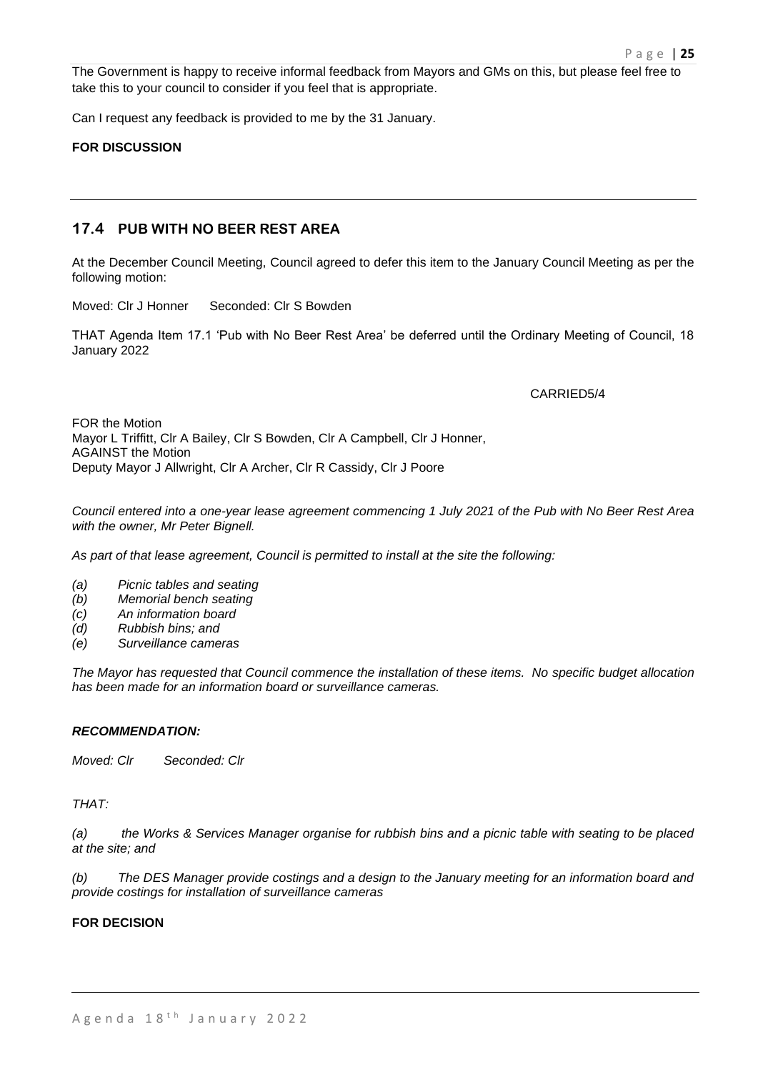The Government is happy to receive informal feedback from Mayors and GMs on this, but please feel free to take this to your council to consider if you feel that is appropriate.

Can I request any feedback is provided to me by the 31 January.

**FOR DISCUSSION**

---

## 17.4 PUB WITH NO BEER REST AREA

At the December Council Meeting, Council agreed to defer this item to the January Council Meeting as per the following motion:

Moved: Clr J Honner Seconded: Clr S Bowden

THAT Agenda Item 17.1 'Pub with No Beer Rest Area' be deferred until the Ordinary Meeting of Council, 18 January 2022

CARRIED5/4

FOR the Motion
Mayor L Triffitt, Clr A Bailey, Clr S Bowden, Clr A Campbell, Clr J Honner,
AGAINST the Motion
Deputy Mayor J Allwright, Clr A Archer, Clr R Cassidy, Clr J Poore

*Council entered into a one-year lease agreement commencing 1 July 2021 of the Pub with No Beer Rest Area with the owner, Mr Peter Bignell.*

*As part of that lease agreement, Council is permitted to install at the site the following:*

- *(a) Picnic tables and seating*
- *(b) Memorial bench seating*
- *(c) An information board*
- *(d) Rubbish bins; and*
- *(e) Surveillance cameras*

*The Mayor has requested that Council commence the installation of these items. No specific budget allocation has been made for an information board or surveillance cameras.*

***RECOMMENDATION:***

*Moved: Clr Seconded: Clr*

*THAT:*

*(a) the Works & Services Manager organise for rubbish bins and a picnic table with seating to be placed at the site; and*

*(b) The DES Manager provide costings and a design to the January meeting for an information board and provide costings for installation of surveillance cameras*

**FOR DECISION**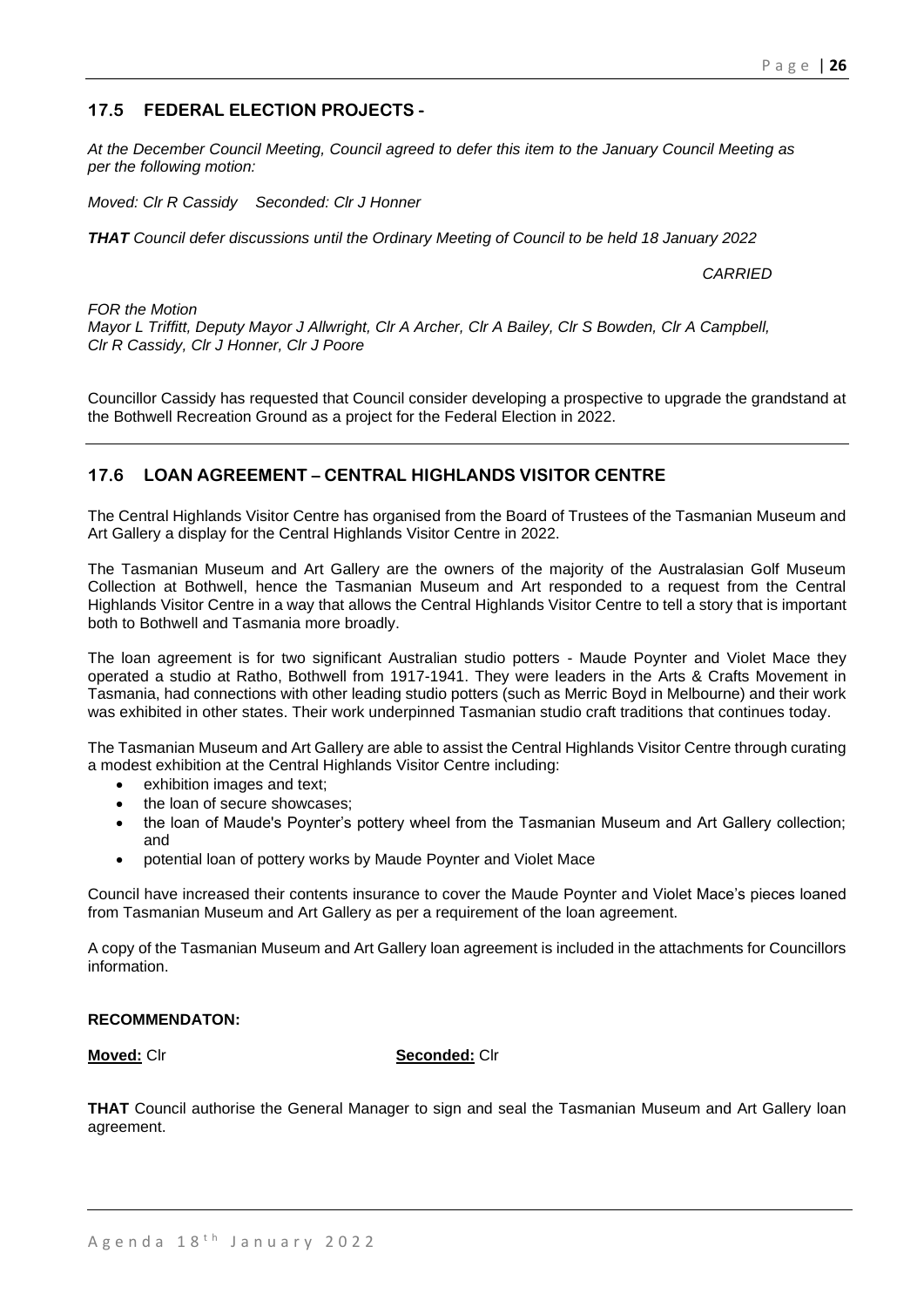## 17.5 FEDERAL ELECTION PROJECTS -

*At the December Council Meeting, Council agreed to defer this item to the January Council Meeting as per the following motion:*

*Moved: Clr R Cassidy Seconded: Clr J Honner*

***THAT** Council defer discussions until the Ordinary Meeting of Council to be held 18 January 2022*

*CARRIED*

*FOR the Motion*
*Mayor L Triffitt, Deputy Mayor J Allwright, Clr A Archer, Clr A Bailey, Clr S Bowden, Clr A Campbell, Clr R Cassidy, Clr J Honner, Clr J Poore*

Councillor Cassidy has requested that Council consider developing a prospective to upgrade the grandstand at the Bothwell Recreation Ground as a project for the Federal Election in 2022.

## 17.6 LOAN AGREEMENT – CENTRAL HIGHLANDS VISITOR CENTRE

The Central Highlands Visitor Centre has organised from the Board of Trustees of the Tasmanian Museum and Art Gallery a display for the Central Highlands Visitor Centre in 2022.

The Tasmanian Museum and Art Gallery are the owners of the majority of the Australasian Golf Museum Collection at Bothwell, hence the Tasmanian Museum and Art responded to a request from the Central Highlands Visitor Centre in a way that allows the Central Highlands Visitor Centre to tell a story that is important both to Bothwell and Tasmania more broadly.

The loan agreement is for two significant Australian studio potters - Maude Poynter and Violet Mace they operated a studio at Ratho, Bothwell from 1917-1941. They were leaders in the Arts & Crafts Movement in Tasmania, had connections with other leading studio potters (such as Merric Boyd in Melbourne) and their work was exhibited in other states. Their work underpinned Tasmanian studio craft traditions that continues today.

The Tasmanian Museum and Art Gallery are able to assist the Central Highlands Visitor Centre through curating a modest exhibition at the Central Highlands Visitor Centre including:

- exhibition images and text;
- the loan of secure showcases;
- the loan of Maude's Poynter's pottery wheel from the Tasmanian Museum and Art Gallery collection; and
- potential loan of pottery works by Maude Poynter and Violet Mace

Council have increased their contents insurance to cover the Maude Poynter and Violet Mace's pieces loaned from Tasmanian Museum and Art Gallery as per a requirement of the loan agreement.

A copy of the Tasmanian Museum and Art Gallery loan agreement is included in the attachments for Councillors information.

**RECOMMENDATON:**

**Moved:** Clr **Seconded:** Clr

**THAT** Council authorise the General Manager to sign and seal the Tasmanian Museum and Art Gallery loan agreement.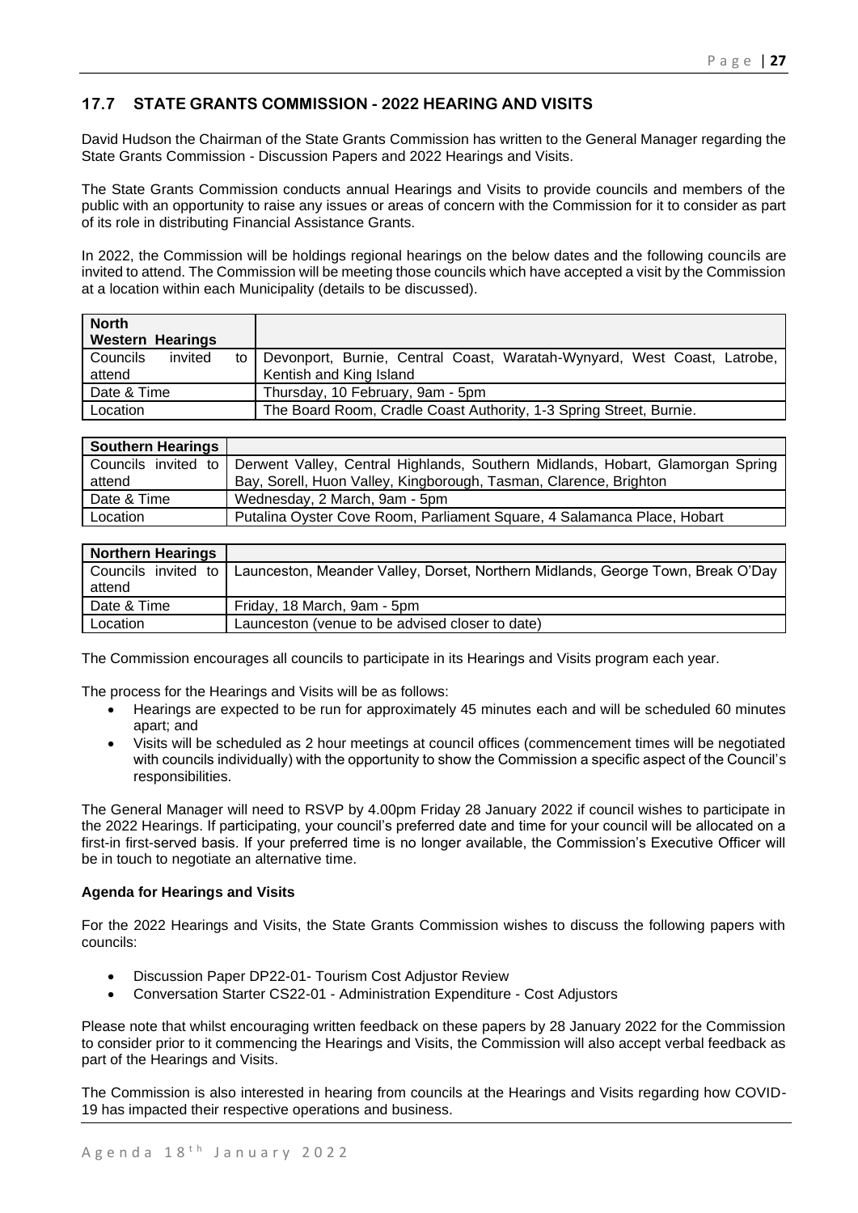## 17.7 STATE GRANTS COMMISSION - 2022 HEARING AND VISITS

David Hudson the Chairman of the State Grants Commission has written to the General Manager regarding the State Grants Commission - Discussion Papers and 2022 Hearings and Visits.

The State Grants Commission conducts annual Hearings and Visits to provide councils and members of the public with an opportunity to raise any issues or areas of concern with the Commission for it to consider as part of its role in distributing Financial Assistance Grants.

In 2022, the Commission will be holdings regional hearings on the below dates and the following councils are invited to attend. The Commission will be meeting those councils which have accepted a visit by the Commission at a location within each Municipality (details to be discussed).

| **North Western Hearings** | |
|---|---|
| Councils invited to attend | Devonport, Burnie, Central Coast, Waratah-Wynyard, West Coast, Latrobe, Kentish and King Island |
| Date & Time | Thursday, 10 February, 9am - 5pm |
| Location | The Board Room, Cradle Coast Authority, 1-3 Spring Street, Burnie. |

| **Southern Hearings** | |
|---|---|
| Councils invited to attend | Derwent Valley, Central Highlands, Southern Midlands, Hobart, Glamorgan Spring Bay, Sorell, Huon Valley, Kingborough, Tasman, Clarence, Brighton |
| Date & Time | Wednesday, 2 March, 9am - 5pm |
| Location | Putalina Oyster Cove Room, Parliament Square, 4 Salamanca Place, Hobart |

| **Northern Hearings** | |
|---|---|
| Councils invited to attend | Launceston, Meander Valley, Dorset, Northern Midlands, George Town, Break O'Day |
| Date & Time | Friday, 18 March, 9am - 5pm |
| Location | Launceston (venue to be advised closer to date) |

The Commission encourages all councils to participate in its Hearings and Visits program each year.

The process for the Hearings and Visits will be as follows:

- Hearings are expected to be run for approximately 45 minutes each and will be scheduled 60 minutes apart; and
- Visits will be scheduled as 2 hour meetings at council offices (commencement times will be negotiated with councils individually) with the opportunity to show the Commission a specific aspect of the Council's responsibilities.

The General Manager will need to RSVP by 4.00pm Friday 28 January 2022 if council wishes to participate in the 2022 Hearings. If participating, your council's preferred date and time for your council will be allocated on a first-in first-served basis. If your preferred time is no longer available, the Commission's Executive Officer will be in touch to negotiate an alternative time.

**Agenda for Hearings and Visits**

For the 2022 Hearings and Visits, the State Grants Commission wishes to discuss the following papers with councils:

- Discussion Paper DP22-01- Tourism Cost Adjustor Review
- Conversation Starter CS22-01 - Administration Expenditure - Cost Adjustors

Please note that whilst encouraging written feedback on these papers by 28 January 2022 for the Commission to consider prior to it commencing the Hearings and Visits, the Commission will also accept verbal feedback as part of the Hearings and Visits.

The Commission is also interested in hearing from councils at the Hearings and Visits regarding how COVID-19 has impacted their respective operations and business.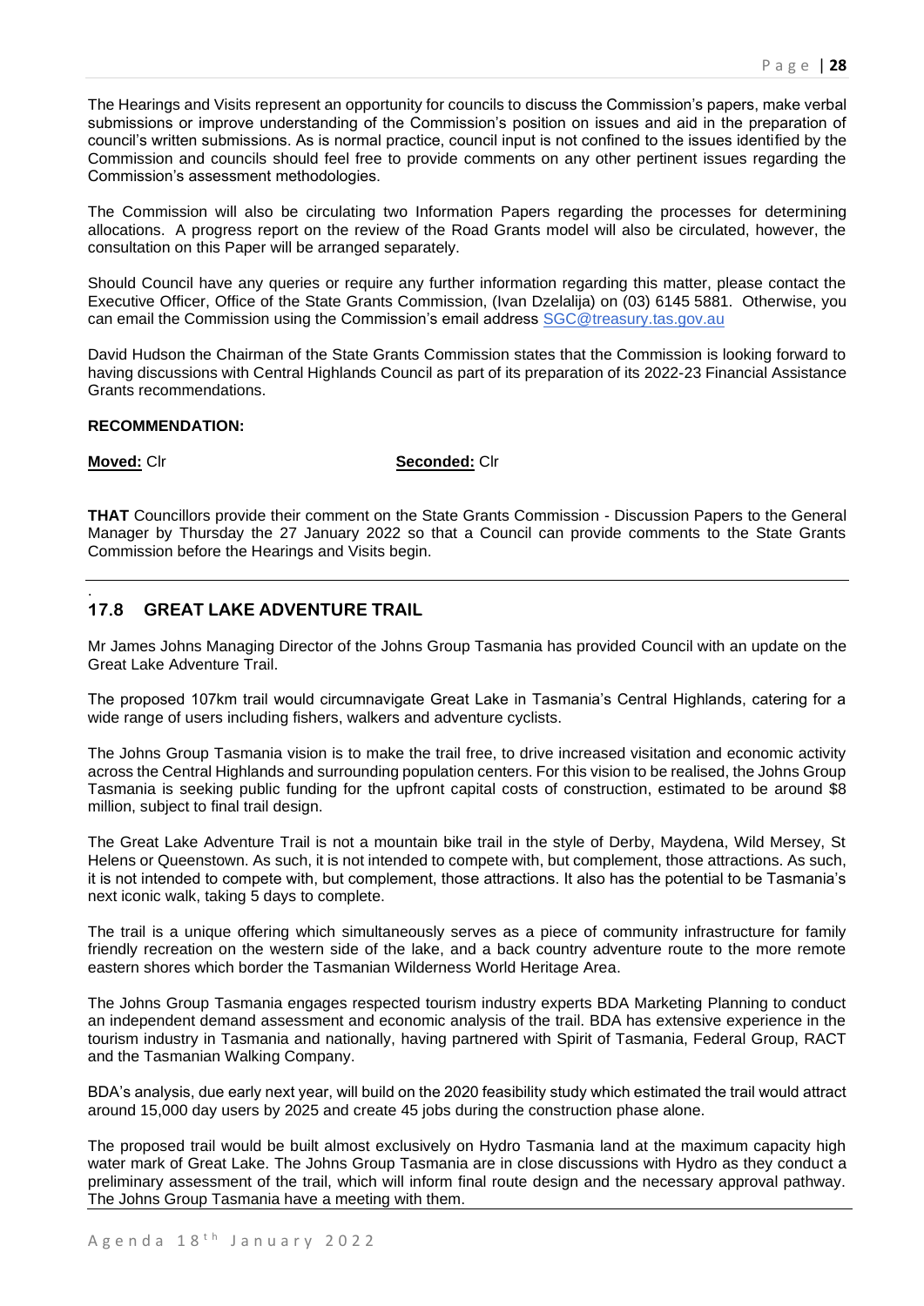The Hearings and Visits represent an opportunity for councils to discuss the Commission's papers, make verbal submissions or improve understanding of the Commission's position on issues and aid in the preparation of council's written submissions. As is normal practice, council input is not confined to the issues identified by the Commission and councils should feel free to provide comments on any other pertinent issues regarding the Commission's assessment methodologies.

The Commission will also be circulating two Information Papers regarding the processes for determining allocations. A progress report on the review of the Road Grants model will also be circulated, however, the consultation on this Paper will be arranged separately.

Should Council have any queries or require any further information regarding this matter, please contact the Executive Officer, Office of the State Grants Commission, (Ivan Dzelalija) on (03) 6145 5881. Otherwise, you can email the Commission using the Commission's email address SGC@treasury.tas.gov.au

David Hudson the Chairman of the State Grants Commission states that the Commission is looking forward to having discussions with Central Highlands Council as part of its preparation of its 2022-23 Financial Assistance Grants recommendations.

**RECOMMENDATION:**

**Moved:** Clr **Seconded:** Clr

**THAT** Councillors provide their comment on the State Grants Commission - Discussion Papers to the General Manager by Thursday the 27 January 2022 so that a Council can provide comments to the State Grants Commission before the Hearings and Visits begin.

.

## 17.8 GREAT LAKE ADVENTURE TRAIL

Mr James Johns Managing Director of the Johns Group Tasmania has provided Council with an update on the Great Lake Adventure Trail.

The proposed 107km trail would circumnavigate Great Lake in Tasmania's Central Highlands, catering for a wide range of users including fishers, walkers and adventure cyclists.

The Johns Group Tasmania vision is to make the trail free, to drive increased visitation and economic activity across the Central Highlands and surrounding population centers. For this vision to be realised, the Johns Group Tasmania is seeking public funding for the upfront capital costs of construction, estimated to be around $8 million, subject to final trail design.

The Great Lake Adventure Trail is not a mountain bike trail in the style of Derby, Maydena, Wild Mersey, St Helens or Queenstown. As such, it is not intended to compete with, but complement, those attractions. As such, it is not intended to compete with, but complement, those attractions. It also has the potential to be Tasmania's next iconic walk, taking 5 days to complete.

The trail is a unique offering which simultaneously serves as a piece of community infrastructure for family friendly recreation on the western side of the lake, and a back country adventure route to the more remote eastern shores which border the Tasmanian Wilderness World Heritage Area.

The Johns Group Tasmania engages respected tourism industry experts BDA Marketing Planning to conduct an independent demand assessment and economic analysis of the trail. BDA has extensive experience in the tourism industry in Tasmania and nationally, having partnered with Spirit of Tasmania, Federal Group, RACT and the Tasmanian Walking Company.

BDA's analysis, due early next year, will build on the 2020 feasibility study which estimated the trail would attract around 15,000 day users by 2025 and create 45 jobs during the construction phase alone.

The proposed trail would be built almost exclusively on Hydro Tasmania land at the maximum capacity high water mark of Great Lake. The Johns Group Tasmania are in close discussions with Hydro as they conduct a preliminary assessment of the trail, which will inform final route design and the necessary approval pathway. The Johns Group Tasmania have a meeting with them.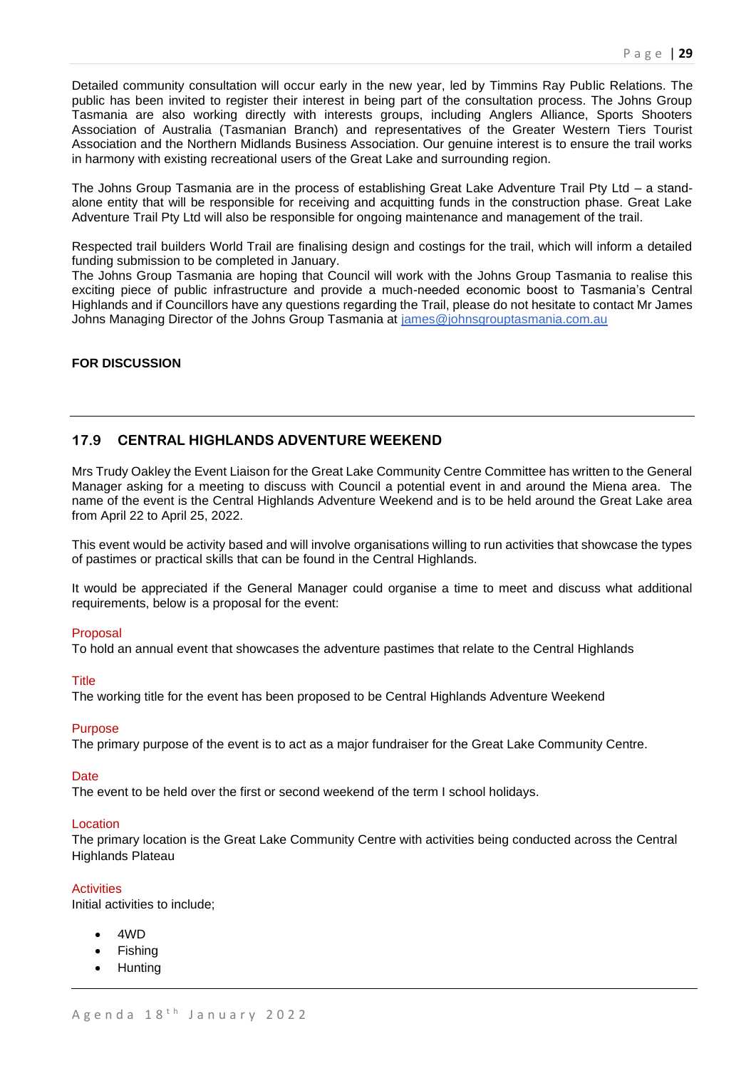Detailed community consultation will occur early in the new year, led by Timmins Ray Public Relations. The public has been invited to register their interest in being part of the consultation process. The Johns Group Tasmania are also working directly with interests groups, including Anglers Alliance, Sports Shooters Association of Australia (Tasmanian Branch) and representatives of the Greater Western Tiers Tourist Association and the Northern Midlands Business Association. Our genuine interest is to ensure the trail works in harmony with existing recreational users of the Great Lake and surrounding region.

The Johns Group Tasmania are in the process of establishing Great Lake Adventure Trail Pty Ltd – a stand-alone entity that will be responsible for receiving and acquitting funds in the construction phase. Great Lake Adventure Trail Pty Ltd will also be responsible for ongoing maintenance and management of the trail.

Respected trail builders World Trail are finalising design and costings for the trail, which will inform a detailed funding submission to be completed in January.
The Johns Group Tasmania are hoping that Council will work with the Johns Group Tasmania to realise this exciting piece of public infrastructure and provide a much-needed economic boost to Tasmania's Central Highlands and if Councillors have any questions regarding the Trail, please do not hesitate to contact Mr James Johns Managing Director of the Johns Group Tasmania at james@johnsgrouptasmania.com.au

**FOR DISCUSSION**

---

## 17.9 CENTRAL HIGHLANDS ADVENTURE WEEKEND

Mrs Trudy Oakley the Event Liaison for the Great Lake Community Centre Committee has written to the General Manager asking for a meeting to discuss with Council a potential event in and around the Miena area. The name of the event is the Central Highlands Adventure Weekend and is to be held around the Great Lake area from April 22 to April 25, 2022.

This event would be activity based and will involve organisations willing to run activities that showcase the types of pastimes or practical skills that can be found in the Central Highlands.

It would be appreciated if the General Manager could organise a time to meet and discuss what additional requirements, below is a proposal for the event:

Proposal
To hold an annual event that showcases the adventure pastimes that relate to the Central Highlands

Title
The working title for the event has been proposed to be Central Highlands Adventure Weekend

Purpose
The primary purpose of the event is to act as a major fundraiser for the Great Lake Community Centre.

Date
The event to be held over the first or second weekend of the term I school holidays.

Location
The primary location is the Great Lake Community Centre with activities being conducted across the Central Highlands Plateau

Activities
Initial activities to include;

- 4WD
- Fishing
- Hunting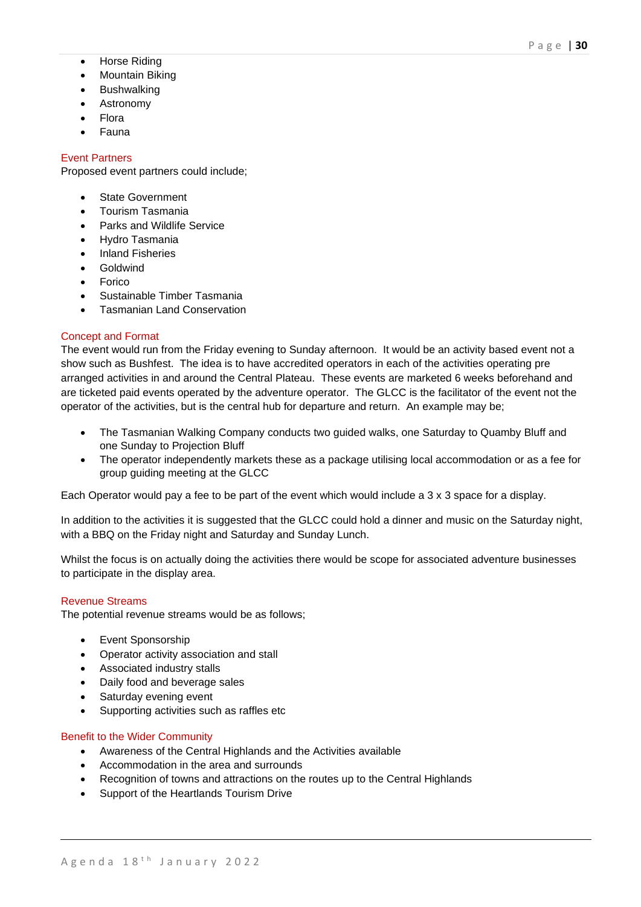- Horse Riding
- Mountain Biking
- Bushwalking
- Astronomy
- Flora
- Fauna

### Event Partners

Proposed event partners could include;

- State Government
- Tourism Tasmania
- Parks and Wildlife Service
- Hydro Tasmania
- Inland Fisheries
- Goldwind
- Forico
- Sustainable Timber Tasmania
- Tasmanian Land Conservation

### Concept and Format

The event would run from the Friday evening to Sunday afternoon. It would be an activity based event not a show such as Bushfest. The idea is to have accredited operators in each of the activities operating pre arranged activities in and around the Central Plateau. These events are marketed 6 weeks beforehand and are ticketed paid events operated by the adventure operator. The GLCC is the facilitator of the event not the operator of the activities, but is the central hub for departure and return. An example may be;

- The Tasmanian Walking Company conducts two guided walks, one Saturday to Quamby Bluff and one Sunday to Projection Bluff
- The operator independently markets these as a package utilising local accommodation or as a fee for group guiding meeting at the GLCC

Each Operator would pay a fee to be part of the event which would include a 3 x 3 space for a display.

In addition to the activities it is suggested that the GLCC could hold a dinner and music on the Saturday night, with a BBQ on the Friday night and Saturday and Sunday Lunch.

Whilst the focus is on actually doing the activities there would be scope for associated adventure businesses to participate in the display area.

### Revenue Streams

The potential revenue streams would be as follows;

- Event Sponsorship
- Operator activity association and stall
- Associated industry stalls
- Daily food and beverage sales
- Saturday evening event
- Supporting activities such as raffles etc

### Benefit to the Wider Community

- Awareness of the Central Highlands and the Activities available
- Accommodation in the area and surrounds
- Recognition of towns and attractions on the routes up to the Central Highlands
- Support of the Heartlands Tourism Drive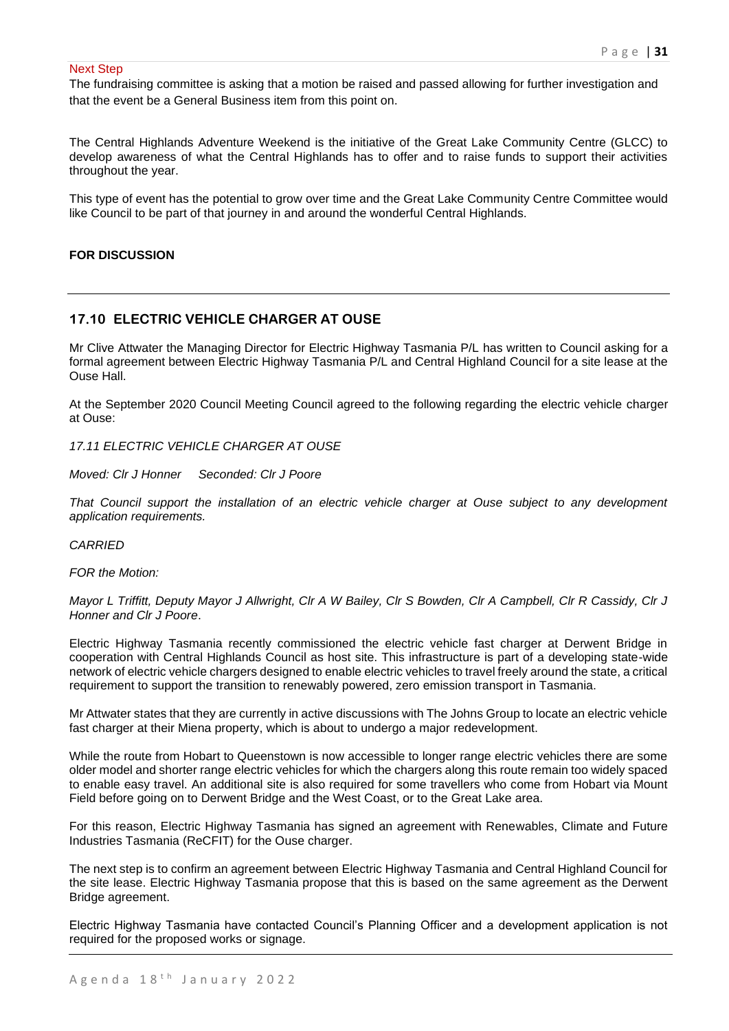Next Step

The fundraising committee is asking that a motion be raised and passed allowing for further investigation and that the event be a General Business item from this point on.

The Central Highlands Adventure Weekend is the initiative of the Great Lake Community Centre (GLCC) to develop awareness of what the Central Highlands has to offer and to raise funds to support their activities throughout the year.

This type of event has the potential to grow over time and the Great Lake Community Centre Committee would like Council to be part of that journey in and around the wonderful Central Highlands.

**FOR DISCUSSION**

---

## 17.10 ELECTRIC VEHICLE CHARGER AT OUSE

Mr Clive Attwater the Managing Director for Electric Highway Tasmania P/L has written to Council asking for a formal agreement between Electric Highway Tasmania P/L and Central Highland Council for a site lease at the Ouse Hall.

At the September 2020 Council Meeting Council agreed to the following regarding the electric vehicle charger at Ouse:

*17.11 ELECTRIC VEHICLE CHARGER AT OUSE*

*Moved: Clr J Honner Seconded: Clr J Poore*

*That Council support the installation of an electric vehicle charger at Ouse subject to any development application requirements.*

*CARRIED*

*FOR the Motion:*

*Mayor L Triffitt, Deputy Mayor J Allwright, Clr A W Bailey, Clr S Bowden, Clr A Campbell, Clr R Cassidy, Clr J Honner and Clr J Poore*.

Electric Highway Tasmania recently commissioned the electric vehicle fast charger at Derwent Bridge in cooperation with Central Highlands Council as host site. This infrastructure is part of a developing state-wide network of electric vehicle chargers designed to enable electric vehicles to travel freely around the state, a critical requirement to support the transition to renewably powered, zero emission transport in Tasmania.

Mr Attwater states that they are currently in active discussions with The Johns Group to locate an electric vehicle fast charger at their Miena property, which is about to undergo a major redevelopment.

While the route from Hobart to Queenstown is now accessible to longer range electric vehicles there are some older model and shorter range electric vehicles for which the chargers along this route remain too widely spaced to enable easy travel. An additional site is also required for some travellers who come from Hobart via Mount Field before going on to Derwent Bridge and the West Coast, or to the Great Lake area.

For this reason, Electric Highway Tasmania has signed an agreement with Renewables, Climate and Future Industries Tasmania (ReCFIT) for the Ouse charger.

The next step is to confirm an agreement between Electric Highway Tasmania and Central Highland Council for the site lease. Electric Highway Tasmania propose that this is based on the same agreement as the Derwent Bridge agreement.

Electric Highway Tasmania have contacted Council's Planning Officer and a development application is not required for the proposed works or signage.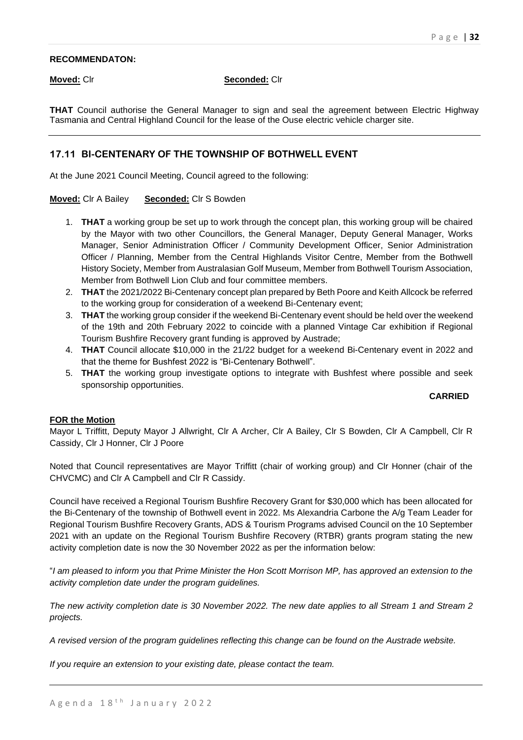**RECOMMENDATON:**

**Moved:** Clr **Seconded:** Clr

**THAT** Council authorise the General Manager to sign and seal the agreement between Electric Highway Tasmania and Central Highland Council for the lease of the Ouse electric vehicle charger site.

---

## 17.11 BI-CENTENARY OF THE TOWNSHIP OF BOTHWELL EVENT

At the June 2021 Council Meeting, Council agreed to the following:

**Moved:** Clr A Bailey **Seconded:** Clr S Bowden

1. **THAT** a working group be set up to work through the concept plan, this working group will be chaired by the Mayor with two other Councillors, the General Manager, Deputy General Manager, Works Manager, Senior Administration Officer / Community Development Officer, Senior Administration Officer / Planning, Member from the Central Highlands Visitor Centre, Member from the Bothwell History Society, Member from Australasian Golf Museum, Member from Bothwell Tourism Association, Member from Bothwell Lion Club and four committee members.
2. **THAT** the 2021/2022 Bi-Centenary concept plan prepared by Beth Poore and Keith Allcock be referred to the working group for consideration of a weekend Bi-Centenary event;
3. **THAT** the working group consider if the weekend Bi-Centenary event should be held over the weekend of the 19th and 20th February 2022 to coincide with a planned Vintage Car exhibition if Regional Tourism Bushfire Recovery grant funding is approved by Austrade;
4. **THAT** Council allocate $10,000 in the 21/22 budget for a weekend Bi-Centenary event in 2022 and that the theme for Bushfest 2022 is "Bi-Centenary Bothwell".
5. **THAT** the working group investigate options to integrate with Bushfest where possible and seek sponsorship opportunities.

**CARRIED**

**FOR the Motion**

Mayor L Triffitt, Deputy Mayor J Allwright, Clr A Archer, Clr A Bailey, Clr S Bowden, Clr A Campbell, Clr R Cassidy, Clr J Honner, Clr J Poore

Noted that Council representatives are Mayor Triffitt (chair of working group) and Clr Honner (chair of the CHVCMC) and Clr A Campbell and Clr R Cassidy.

Council have received a Regional Tourism Bushfire Recovery Grant for $30,000 which has been allocated for the Bi-Centenary of the township of Bothwell event in 2022. Ms Alexandria Carbone the A/g Team Leader for Regional Tourism Bushfire Recovery Grants, ADS & Tourism Programs advised Council on the 10 September 2021 with an update on the Regional Tourism Bushfire Recovery (RTBR) grants program stating the new activity completion date is now the 30 November 2022 as per the information below:

"*I am pleased to inform you that Prime Minister the Hon Scott Morrison MP, has approved an extension to the activity completion date under the program guidelines.*

*The new activity completion date is 30 November 2022. The new date applies to all Stream 1 and Stream 2 projects.*

*A revised version of the program guidelines reflecting this change can be found on the Austrade website.*

*If you require an extension to your existing date, please contact the team.*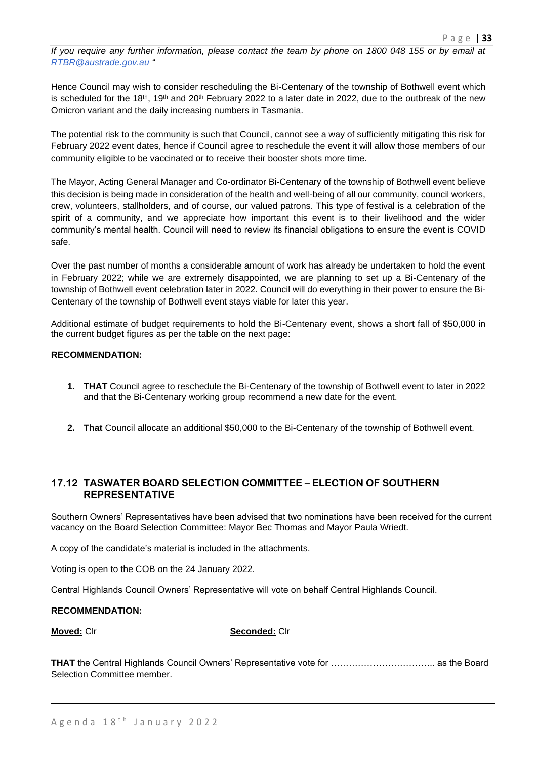*If you require any further information, please contact the team by phone on 1800 048 155 or by email at [RTBR@austrade.gov.au](mailto:RTBR@austrade.gov.au) "*

Hence Council may wish to consider rescheduling the Bi-Centenary of the township of Bothwell event which is scheduled for the 18th, 19th and 20th February 2022 to a later date in 2022, due to the outbreak of the new Omicron variant and the daily increasing numbers in Tasmania.

The potential risk to the community is such that Council, cannot see a way of sufficiently mitigating this risk for February 2022 event dates, hence if Council agree to reschedule the event it will allow those members of our community eligible to be vaccinated or to receive their booster shots more time.

The Mayor, Acting General Manager and Co-ordinator Bi-Centenary of the township of Bothwell event believe this decision is being made in consideration of the health and well-being of all our community, council workers, crew, volunteers, stallholders, and of course, our valued patrons. This type of festival is a celebration of the spirit of a community, and we appreciate how important this event is to their livelihood and the wider community's mental health. Council will need to review its financial obligations to ensure the event is COVID safe.

Over the past number of months a considerable amount of work has already be undertaken to hold the event in February 2022; while we are extremely disappointed, we are planning to set up a Bi-Centenary of the township of Bothwell event celebration later in 2022. Council will do everything in their power to ensure the Bi-Centenary of the township of Bothwell event stays viable for later this year.

Additional estimate of budget requirements to hold the Bi-Centenary event, shows a short fall of $50,000 in the current budget figures as per the table on the next page:

**RECOMMENDATION:**

1. **THAT** Council agree to reschedule the Bi-Centenary of the township of Bothwell event to later in 2022 and that the Bi-Centenary working group recommend a new date for the event.

2. **That** Council allocate an additional $50,000 to the Bi-Centenary of the township of Bothwell event.

---

## 17.12 TASWATER BOARD SELECTION COMMITTEE – ELECTION OF SOUTHERN REPRESENTATIVE

Southern Owners' Representatives have been advised that two nominations have been received for the current vacancy on the Board Selection Committee: Mayor Bec Thomas and Mayor Paula Wriedt.

A copy of the candidate's material is included in the attachments.

Voting is open to the COB on the 24 January 2022.

Central Highlands Council Owners' Representative will vote on behalf Central Highlands Council.

**RECOMMENDATION:**

**Moved:** Clr **Seconded:** Clr

**THAT** the Central Highlands Council Owners' Representative vote for …………………………….. as the Board Selection Committee member.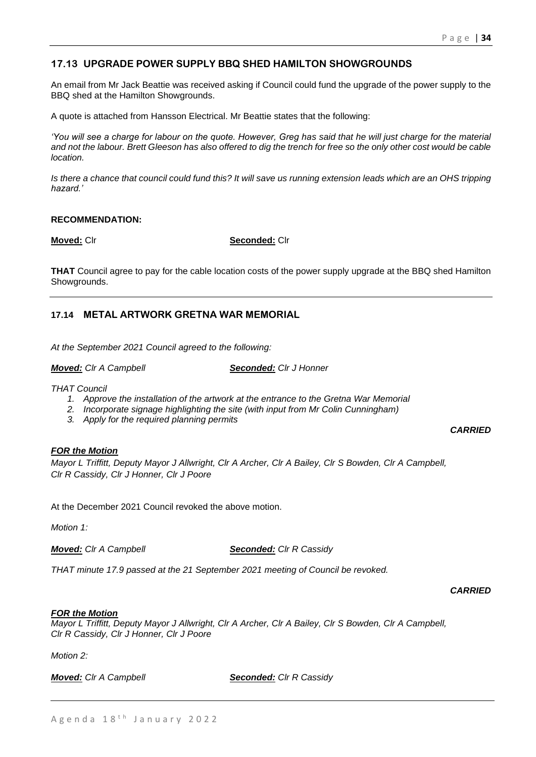## 17.13 UPGRADE POWER SUPPLY BBQ SHED HAMILTON SHOWGROUNDS

An email from Mr Jack Beattie was received asking if Council could fund the upgrade of the power supply to the BBQ shed at the Hamilton Showgrounds.

A quote is attached from Hansson Electrical. Mr Beattie states that the following:

*'You will see a charge for labour on the quote. However, Greg has said that he will just charge for the material and not the labour. Brett Gleeson has also offered to dig the trench for free so the only other cost would be cable location.*

*Is there a chance that council could fund this? It will save us running extension leads which are an OHS tripping hazard.'*

**RECOMMENDATION:**

**Moved:** Clr **Seconded:** Clr

**THAT** Council agree to pay for the cable location costs of the power supply upgrade at the BBQ shed Hamilton Showgrounds.

---

## 17.14 METAL ARTWORK GRETNA WAR MEMORIAL

*At the September 2021 Council agreed to the following:*

***Moved:** Clr A Campbell* ***Seconded:** Clr J Honner*

*THAT Council*

1. *Approve the installation of the artwork at the entrance to the Gretna War Memorial*
2. *Incorporate signage highlighting the site (with input from Mr Colin Cunningham)*
3. *Apply for the required planning permits*

***CARRIED***

***FOR the Motion***
*Mayor L Triffitt, Deputy Mayor J Allwright, Clr A Archer, Clr A Bailey, Clr S Bowden, Clr A Campbell, Clr R Cassidy, Clr J Honner, Clr J Poore*

At the December 2021 Council revoked the above motion.

*Motion 1:*

***Moved:** Clr A Campbell* ***Seconded:** Clr R Cassidy*

*THAT minute 17.9 passed at the 21 September 2021 meeting of Council be revoked.*

***CARRIED***

***FOR the Motion***
*Mayor L Triffitt, Deputy Mayor J Allwright, Clr A Archer, Clr A Bailey, Clr S Bowden, Clr A Campbell, Clr R Cassidy, Clr J Honner, Clr J Poore*

*Motion 2:*

***Moved:** Clr A Campbell* ***Seconded:** Clr R Cassidy*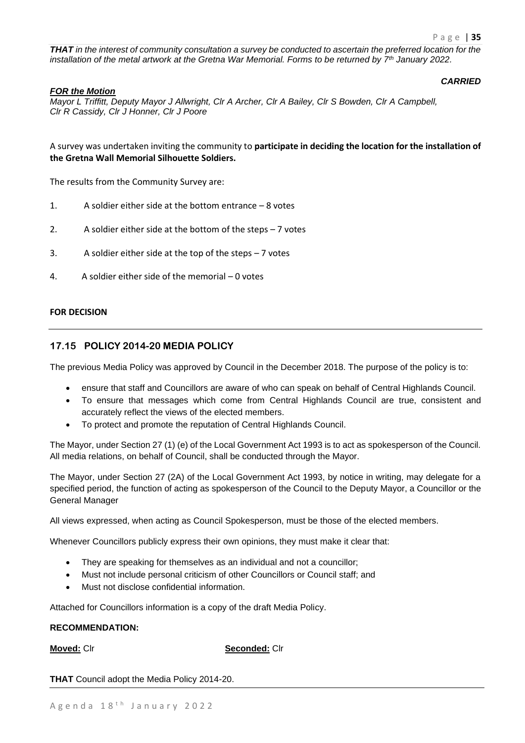***THAT** in the interest of community consultation a survey be conducted to ascertain the preferred location for the installation of the metal artwork at the Gretna War Memorial. Forms to be returned by 7th January 2022.*

***CARRIED***

***FOR the Motion***

*Mayor L Triffitt, Deputy Mayor J Allwright, Clr A Archer, Clr A Bailey, Clr S Bowden, Clr A Campbell, Clr R Cassidy, Clr J Honner, Clr J Poore*

A survey was undertaken inviting the community to **participate in deciding the location for the installation of the Gretna Wall Memorial Silhouette Soldiers.**

The results from the Community Survey are:

1. A soldier either side at the bottom entrance – 8 votes
2. A soldier either side at the bottom of the steps – 7 votes
3. A soldier either side at the top of the steps – 7 votes
4. A soldier either side of the memorial – 0 votes

**FOR DECISION**

---

## 17.15 POLICY 2014-20 MEDIA POLICY

The previous Media Policy was approved by Council in the December 2018. The purpose of the policy is to:

- ensure that staff and Councillors are aware of who can speak on behalf of Central Highlands Council.
- To ensure that messages which come from Central Highlands Council are true, consistent and accurately reflect the views of the elected members.
- To protect and promote the reputation of Central Highlands Council.

The Mayor, under Section 27 (1) (e) of the Local Government Act 1993 is to act as spokesperson of the Council. All media relations, on behalf of Council, shall be conducted through the Mayor.

The Mayor, under Section 27 (2A) of the Local Government Act 1993, by notice in writing, may delegate for a specified period, the function of acting as spokesperson of the Council to the Deputy Mayor, a Councillor or the General Manager

All views expressed, when acting as Council Spokesperson, must be those of the elected members.

Whenever Councillors publicly express their own opinions, they must make it clear that:

- They are speaking for themselves as an individual and not a councillor;
- Must not include personal criticism of other Councillors or Council staff; and
- Must not disclose confidential information.

Attached for Councillors information is a copy of the draft Media Policy.

**RECOMMENDATION:**

**Moved:** Clr **Seconded:** Clr

**THAT** Council adopt the Media Policy 2014-20.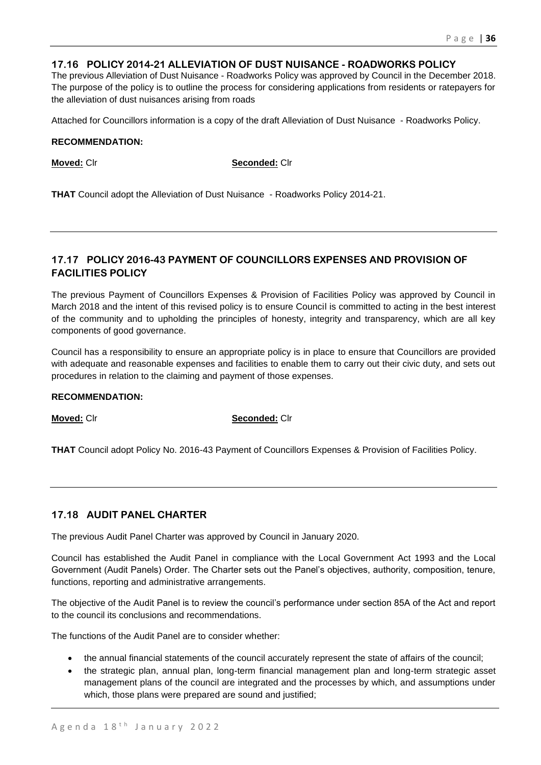## 17.16 POLICY 2014-21 ALLEVIATION OF DUST NUISANCE - ROADWORKS POLICY

The previous Alleviation of Dust Nuisance - Roadworks Policy was approved by Council in the December 2018. The purpose of the policy is to outline the process for considering applications from residents or ratepayers for the alleviation of dust nuisances arising from roads

Attached for Councillors information is a copy of the draft Alleviation of Dust Nuisance - Roadworks Policy.

**RECOMMENDATION:**

**Moved:** Clr **Seconded:** Clr

**THAT** Council adopt the Alleviation of Dust Nuisance - Roadworks Policy 2014-21.

---

## 17.17 POLICY 2016-43 PAYMENT OF COUNCILLORS EXPENSES AND PROVISION OF FACILITIES POLICY

The previous Payment of Councillors Expenses & Provision of Facilities Policy was approved by Council in March 2018 and the intent of this revised policy is to ensure Council is committed to acting in the best interest of the community and to upholding the principles of honesty, integrity and transparency, which are all key components of good governance.

Council has a responsibility to ensure an appropriate policy is in place to ensure that Councillors are provided with adequate and reasonable expenses and facilities to enable them to carry out their civic duty, and sets out procedures in relation to the claiming and payment of those expenses.

**RECOMMENDATION:**

**Moved:** Clr **Seconded:** Clr

**THAT** Council adopt Policy No. 2016-43 Payment of Councillors Expenses & Provision of Facilities Policy.

---

## 17.18 AUDIT PANEL CHARTER

The previous Audit Panel Charter was approved by Council in January 2020.

Council has established the Audit Panel in compliance with the Local Government Act 1993 and the Local Government (Audit Panels) Order. The Charter sets out the Panel's objectives, authority, composition, tenure, functions, reporting and administrative arrangements.

The objective of the Audit Panel is to review the council's performance under section 85A of the Act and report to the council its conclusions and recommendations.

The functions of the Audit Panel are to consider whether:

- the annual financial statements of the council accurately represent the state of affairs of the council;
- the strategic plan, annual plan, long-term financial management plan and long-term strategic asset management plans of the council are integrated and the processes by which, and assumptions under which, those plans were prepared are sound and justified;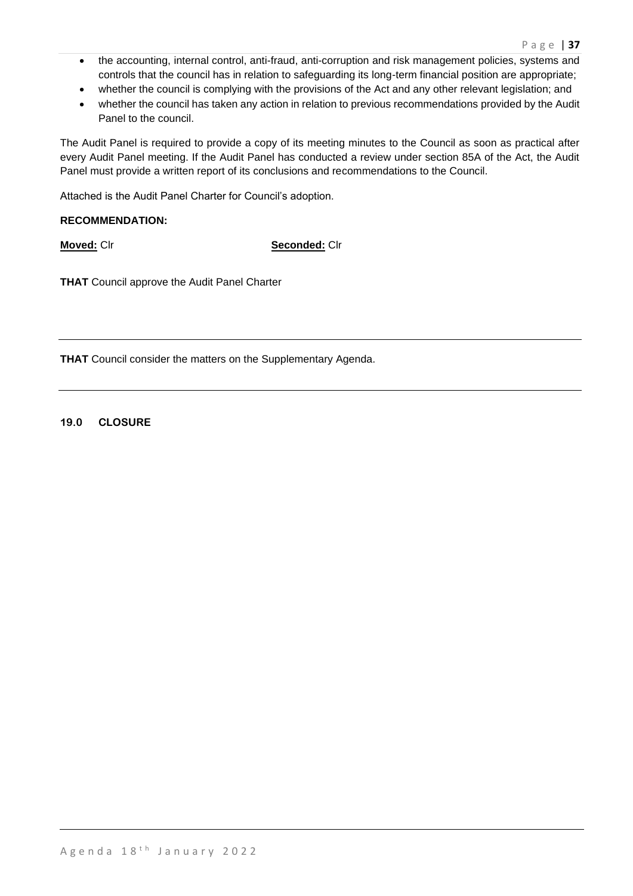- the accounting, internal control, anti-fraud, anti-corruption and risk management policies, systems and controls that the council has in relation to safeguarding its long-term financial position are appropriate;
- whether the council is complying with the provisions of the Act and any other relevant legislation; and
- whether the council has taken any action in relation to previous recommendations provided by the Audit Panel to the council.

The Audit Panel is required to provide a copy of its meeting minutes to the Council as soon as practical after every Audit Panel meeting. If the Audit Panel has conducted a review under section 85A of the Act, the Audit Panel must provide a written report of its conclusions and recommendations to the Council.

Attached is the Audit Panel Charter for Council's adoption.

**RECOMMENDATION:**

**Moved:** Clr **Seconded:** Clr

**THAT** Council approve the Audit Panel Charter

---

**THAT** Council consider the matters on the Supplementary Agenda.

---

**19.0 CLOSURE**